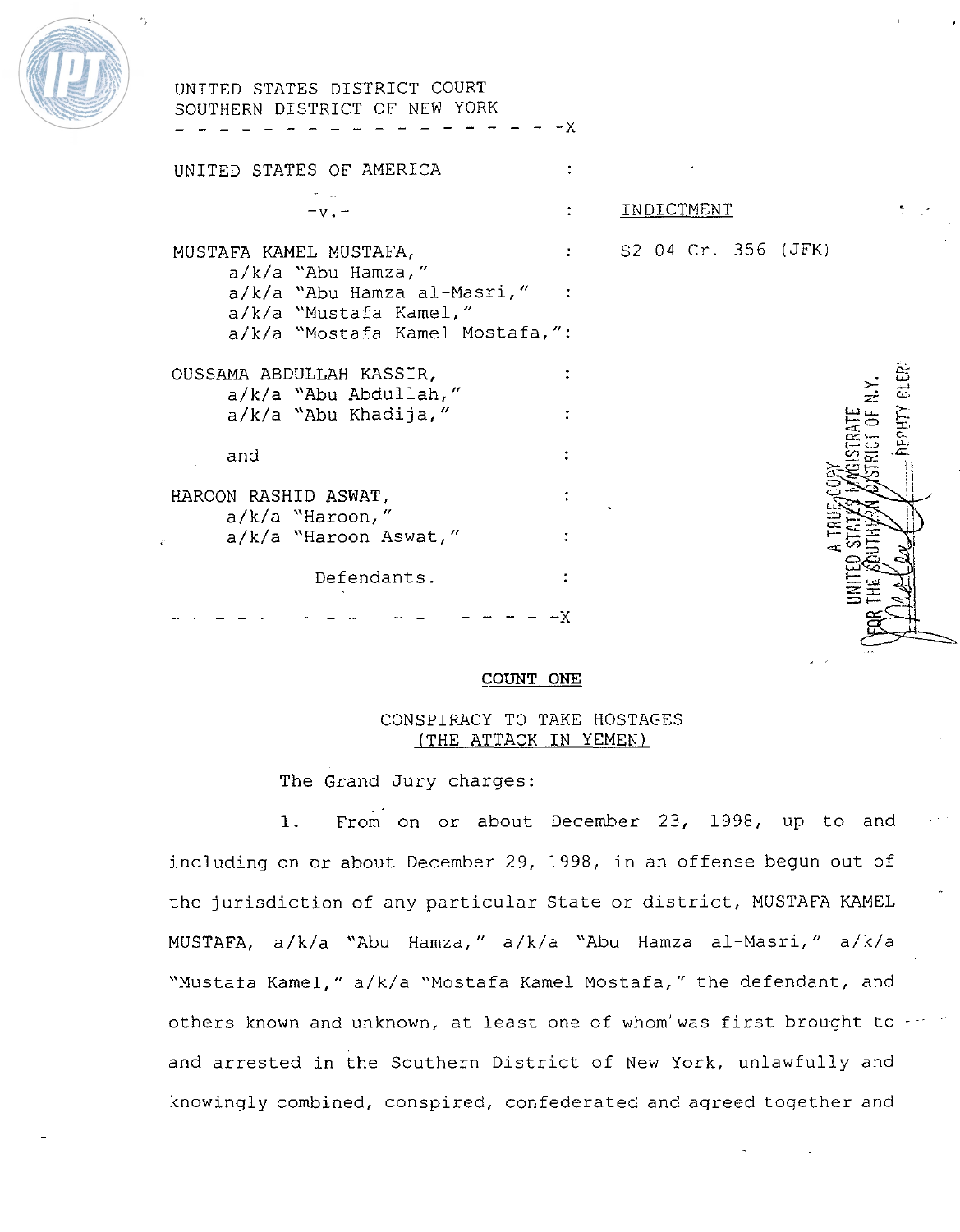UNITED STATES DISTRICT COURT
SOUTHERN DISTRICT OF NEW YORK

- - - - - - - - - - - - - - - - - - - - -X

UNITED STATES OF AMERICA :

-v.- : **INDICTMENT**

MUSTAFA KAMEL MUSTAFA, : S2 04 Cr. 356 (JFK)
a/k/a "Abu Hamza,"
a/k/a "Abu Hamza al-Masri," :
a/k/a "Mustafa Kamel,"
a/k/a "Mostafa Kamel Mostafa," :

OUSSAMA ABDULLAH KASSIR, :
a/k/a "Abu Abdullah,"
a/k/a "Abu Khadija," :

and :

HAROON RASHID ASWAT, :
a/k/a "Haroon,"
a/k/a "Haroon Aswat," :

Defendants. :

- - - - - - - - - - - - - - - - - - - - -X

A TRUE COPY
UNITED STATES MAGISTRATE
FOR THE SOUTHERN DISTRICT OF N.Y.
DEPUTY CLERK

## COUNT ONE

CONSPIRACY TO TAKE HOSTAGES
(THE ATTACK IN YEMEN)

The Grand Jury charges:

1. From on or about December 23, 1998, up to and including on or about December 29, 1998, in an offense begun out of the jurisdiction of any particular State or district, MUSTAFA KAMEL MUSTAFA, a/k/a "Abu Hamza," a/k/a "Abu Hamza al-Masri," a/k/a "Mustafa Kamel," a/k/a "Mostafa Kamel Mostafa," the defendant, and others known and unknown, at least one of whom was first brought to and arrested in the Southern District of New York, unlawfully and knowingly combined, conspired, confederated and agreed together and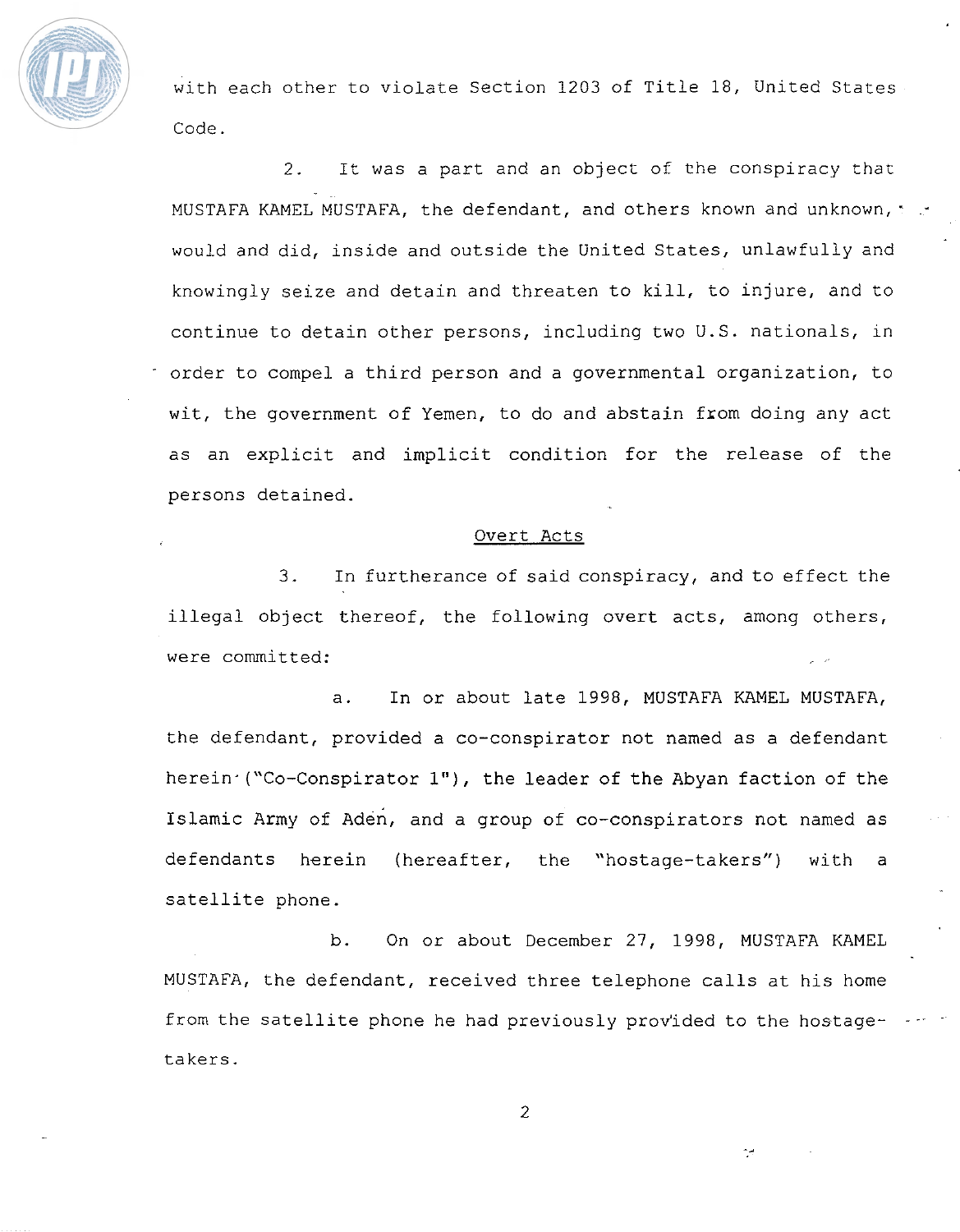with each other to violate Section 1203 of Title 18, United States Code.

2. It was a part and an object of the conspiracy that MUSTAFA KAMEL MUSTAFA, the defendant, and others known and unknown, would and did, inside and outside the United States, unlawfully and knowingly seize and detain and threaten to kill, to injure, and to continue to detain other persons, including two U.S. nationals, in order to compel a third person and a governmental organization, to wit, the government of Yemen, to do and abstain from doing any act as an explicit and implicit condition for the release of the persons detained.

<u>Overt Acts</u>

3. In furtherance of said conspiracy, and to effect the illegal object thereof, the following overt acts, among others, were committed:

a. In or about late 1998, MUSTAFA KAMEL MUSTAFA, the defendant, provided a co-conspirator not named as a defendant herein ("Co-Conspirator 1"), the leader of the Abyan faction of the Islamic Army of Aden, and a group of co-conspirators not named as defendants herein (hereafter, the "hostage-takers") with a satellite phone.

b. On or about December 27, 1998, MUSTAFA KAMEL MUSTAFA, the defendant, received three telephone calls at his home from the satellite phone he had previously provided to the hostage-takers.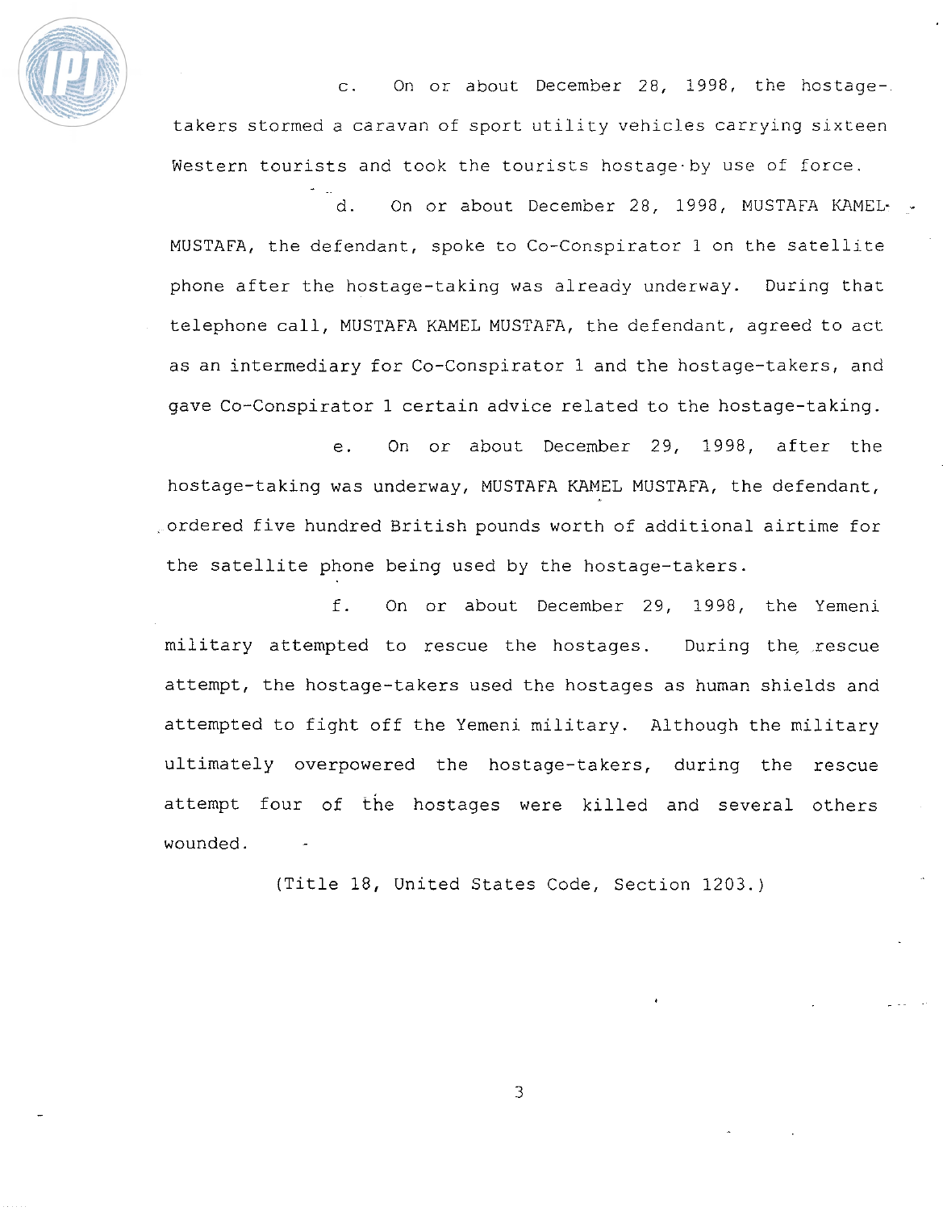c. On or about December 28, 1998, the hostage-takers stormed a caravan of sport utility vehicles carrying sixteen Western tourists and took the tourists hostage by use of force.

d. On or about December 28, 1998, MUSTAFA KAMEL MUSTAFA, the defendant, spoke to Co-Conspirator 1 on the satellite phone after the hostage-taking was already underway. During that telephone call, MUSTAFA KAMEL MUSTAFA, the defendant, agreed to act as an intermediary for Co-Conspirator 1 and the hostage-takers, and gave Co-Conspirator 1 certain advice related to the hostage-taking.

e. On or about December 29, 1998, after the hostage-taking was underway, MUSTAFA KAMEL MUSTAFA, the defendant, ordered five hundred British pounds worth of additional airtime for the satellite phone being used by the hostage-takers.

f. On or about December 29, 1998, the Yemeni military attempted to rescue the hostages. During the rescue attempt, the hostage-takers used the hostages as human shields and attempted to fight off the Yemeni military. Although the military ultimately overpowered the hostage-takers, during the rescue attempt four of the hostages were killed and several others wounded.

(Title 18, United States Code, Section 1203.)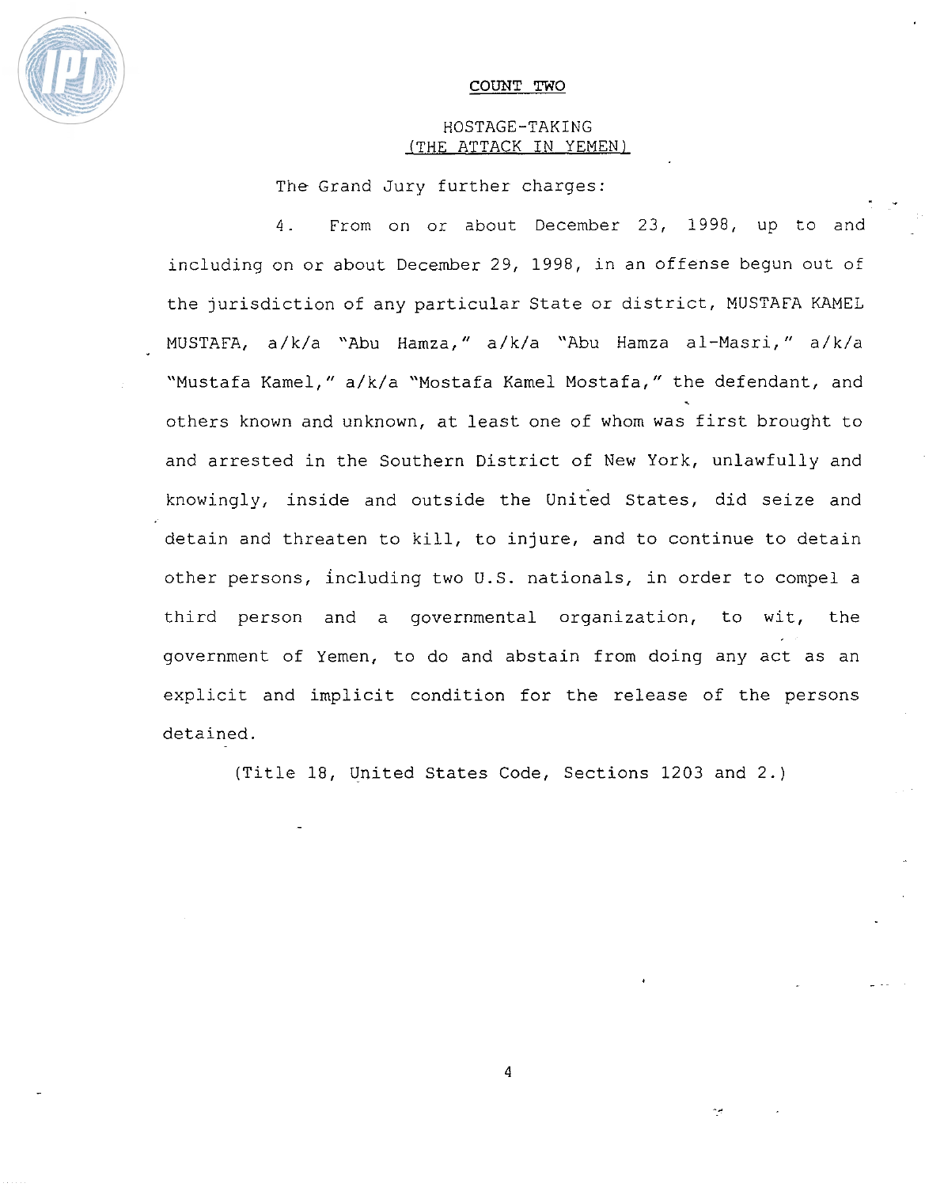## COUNT TWO

### HOSTAGE-TAKING (THE ATTACK IN YEMEN)

The Grand Jury further charges:

4. From on or about December 23, 1998, up to and including on or about December 29, 1998, in an offense begun out of the jurisdiction of any particular State or district, MUSTAFA KAMEL MUSTAFA, a/k/a "Abu Hamza," a/k/a "Abu Hamza al-Masri," a/k/a "Mustafa Kamel," a/k/a "Mostafa Kamel Mostafa," the defendant, and others known and unknown, at least one of whom was first brought to and arrested in the Southern District of New York, unlawfully and knowingly, inside and outside the United States, did seize and detain and threaten to kill, to injure, and to continue to detain other persons, including two U.S. nationals, in order to compel a third person and a governmental organization, to wit, the government of Yemen, to do and abstain from doing any act as an explicit and implicit condition for the release of the persons detained.

(Title 18, United States Code, Sections 1203 and 2.)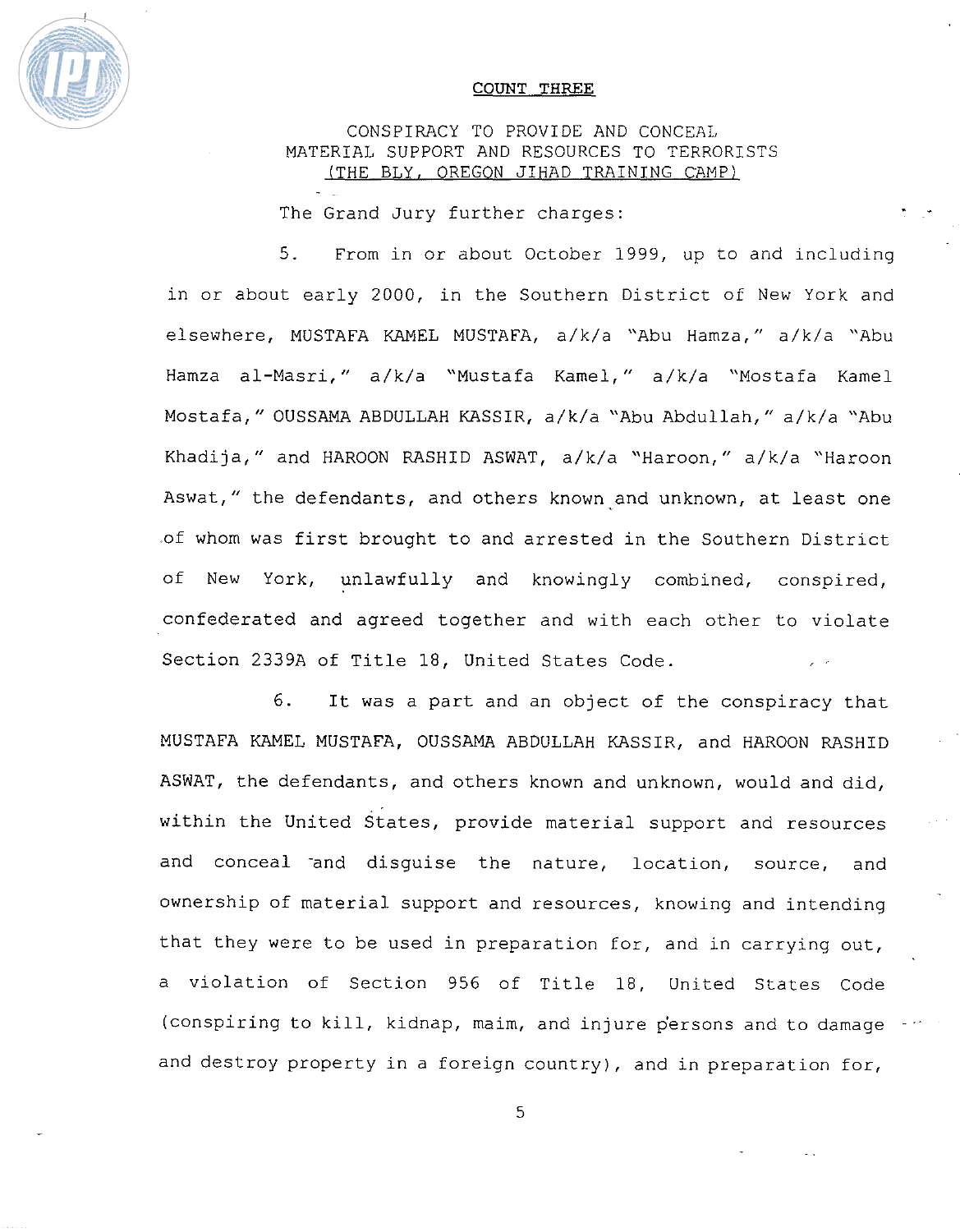## COUNT THREE

### CONSPIRACY TO PROVIDE AND CONCEAL MATERIAL SUPPORT AND RESOURCES TO TERRORISTS (THE BLY, OREGON JIHAD TRAINING CAMP)

The Grand Jury further charges:

5. From in or about October 1999, up to and including in or about early 2000, in the Southern District of New York and elsewhere, MUSTAFA KAMEL MUSTAFA, a/k/a "Abu Hamza," a/k/a "Abu Hamza al-Masri," a/k/a "Mustafa Kamel," a/k/a "Mostafa Kamel Mostafa," OUSSAMA ABDULLAH KASSIR, a/k/a "Abu Abdullah," a/k/a "Abu Khadija," and HAROON RASHID ASWAT, a/k/a "Haroon," a/k/a "Haroon Aswat," the defendants, and others known and unknown, at least one of whom was first brought to and arrested in the Southern District of New York, unlawfully and knowingly combined, conspired, confederated and agreed together and with each other to violate Section 2339A of Title 18, United States Code.

6. It was a part and an object of the conspiracy that MUSTAFA KAMEL MUSTAFA, OUSSAMA ABDULLAH KASSIR, and HAROON RASHID ASWAT, the defendants, and others known and unknown, would and did, within the United States, provide material support and resources and conceal and disguise the nature, location, source, and ownership of material support and resources, knowing and intending that they were to be used in preparation for, and in carrying out, a violation of Section 956 of Title 18, United States Code (conspiring to kill, kidnap, maim, and injure persons and to damage and destroy property in a foreign country), and in preparation for,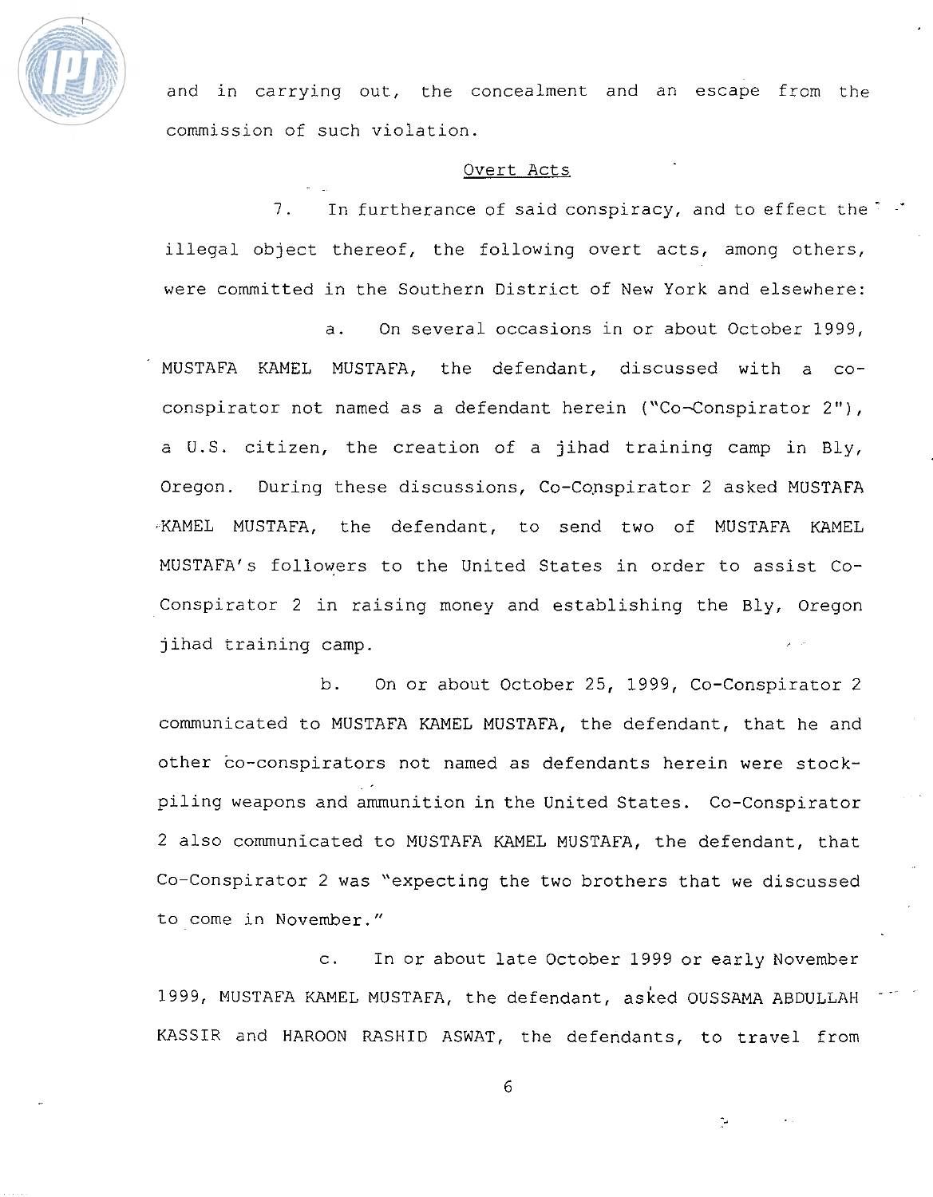and in carrying out, the concealment and an escape from the commission of such violation.

Overt Acts

7. In furtherance of said conspiracy, and to effect the illegal object thereof, the following overt acts, among others, were committed in the Southern District of New York and elsewhere:

a. On several occasions in or about October 1999, MUSTAFA KAMEL MUSTAFA, the defendant, discussed with a co-conspirator not named as a defendant herein ("Co-Conspirator 2"), a U.S. citizen, the creation of a jihad training camp in Bly, Oregon. During these discussions, Co-Conspirator 2 asked MUSTAFA KAMEL MUSTAFA, the defendant, to send two of MUSTAFA KAMEL MUSTAFA's followers to the United States in order to assist Co-Conspirator 2 in raising money and establishing the Bly, Oregon jihad training camp.

b. On or about October 25, 1999, Co-Conspirator 2 communicated to MUSTAFA KAMEL MUSTAFA, the defendant, that he and other co-conspirators not named as defendants herein were stock-piling weapons and ammunition in the United States. Co-Conspirator 2 also communicated to MUSTAFA KAMEL MUSTAFA, the defendant, that Co-Conspirator 2 was "expecting the two brothers that we discussed to come in November."

c. In or about late October 1999 or early November 1999, MUSTAFA KAMEL MUSTAFA, the defendant, asked OUSSAMA ABDULLAH KASSIR and HAROON RASHID ASWAT, the defendants, to travel from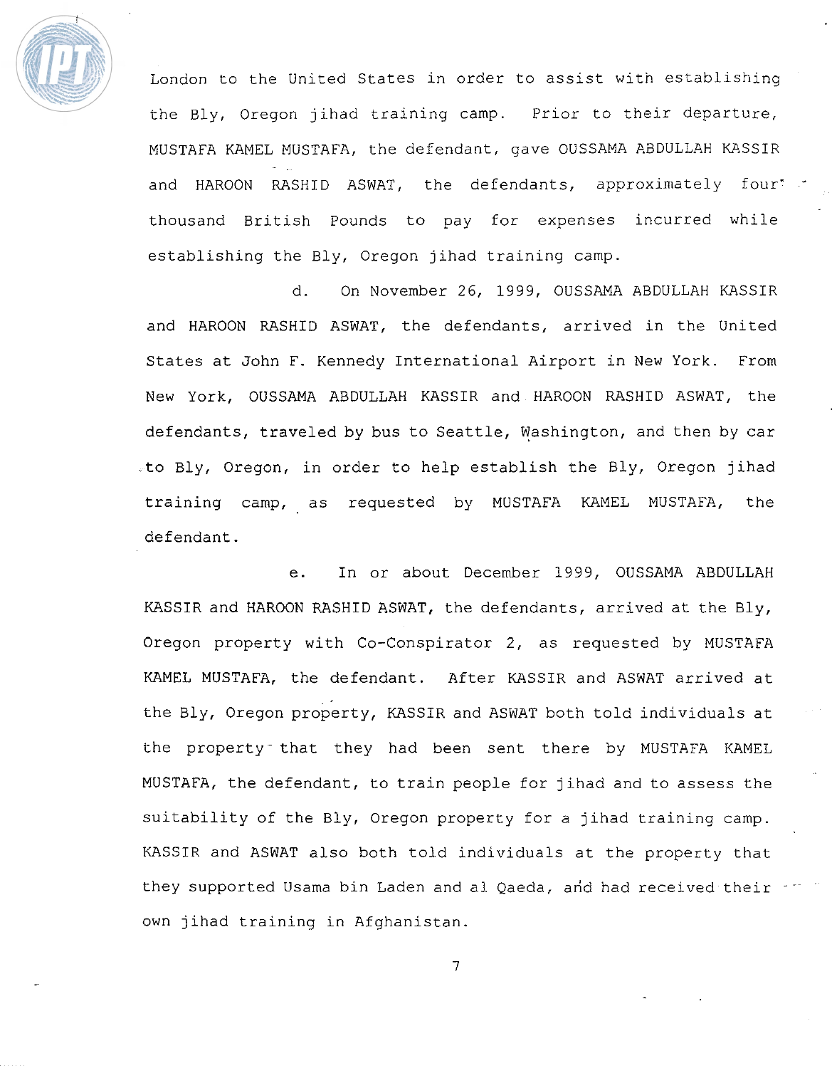London to the United States in order to assist with establishing the Bly, Oregon jihad training camp. Prior to their departure, MUSTAFA KAMEL MUSTAFA, the defendant, gave OUSSAMA ABDULLAH KASSIR and HAROON RASHID ASWAT, the defendants, approximately four thousand British Pounds to pay for expenses incurred while establishing the Bly, Oregon jihad training camp.

d. On November 26, 1999, OUSSAMA ABDULLAH KASSIR and HAROON RASHID ASWAT, the defendants, arrived in the United States at John F. Kennedy International Airport in New York. From New York, OUSSAMA ABDULLAH KASSIR and HAROON RASHID ASWAT, the defendants, traveled by bus to Seattle, Washington, and then by car to Bly, Oregon, in order to help establish the Bly, Oregon jihad training camp, as requested by MUSTAFA KAMEL MUSTAFA, the defendant.

e. In or about December 1999, OUSSAMA ABDULLAH KASSIR and HAROON RASHID ASWAT, the defendants, arrived at the Bly, Oregon property with Co-Conspirator 2, as requested by MUSTAFA KAMEL MUSTAFA, the defendant. After KASSIR and ASWAT arrived at the Bly, Oregon property, KASSIR and ASWAT both told individuals at the property that they had been sent there by MUSTAFA KAMEL MUSTAFA, the defendant, to train people for jihad and to assess the suitability of the Bly, Oregon property for a jihad training camp. KASSIR and ASWAT also both told individuals at the property that they supported Usama bin Laden and al Qaeda, and had received their own jihad training in Afghanistan.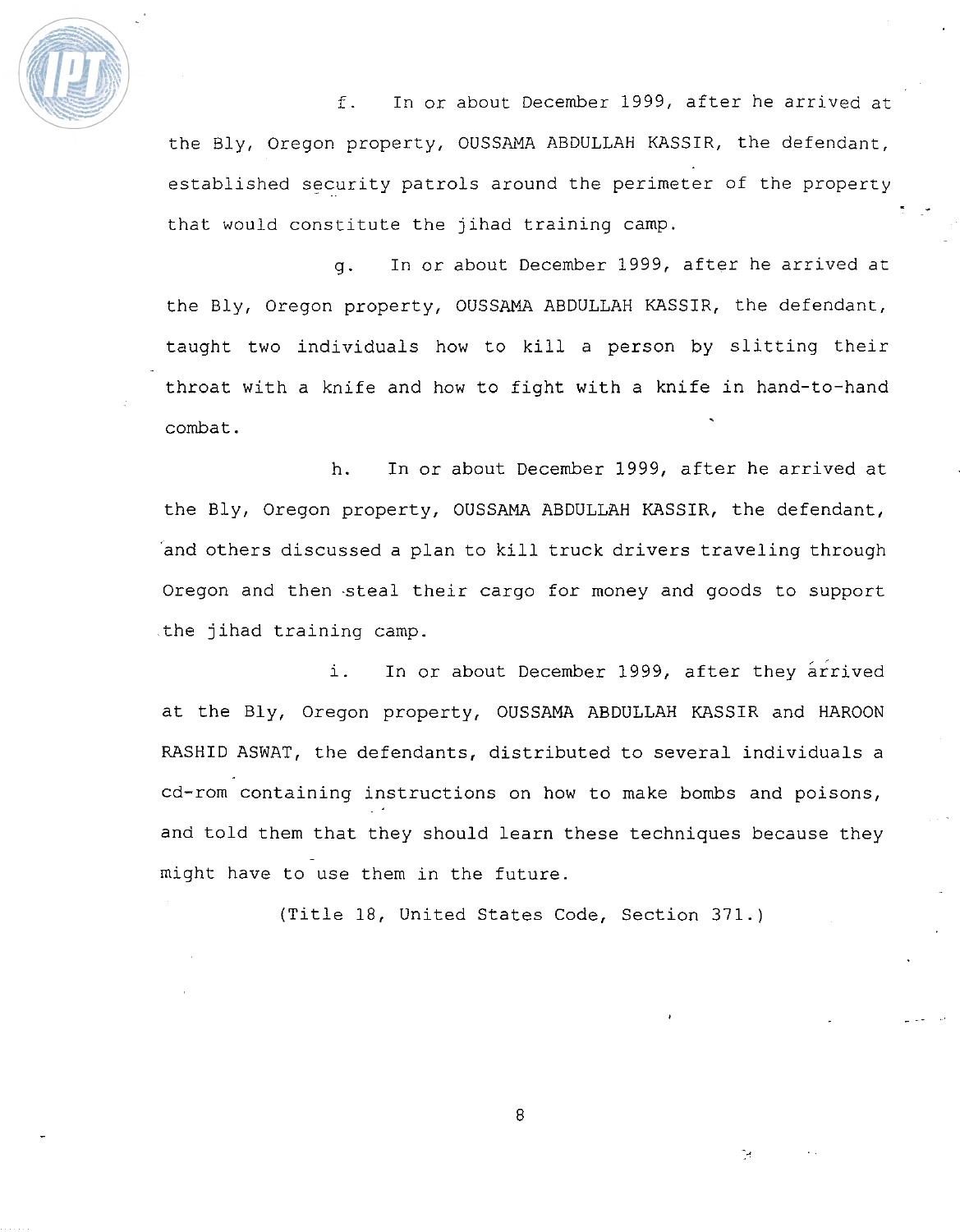f. In or about December 1999, after he arrived at the Bly, Oregon property, OUSSAMA ABDULLAH KASSIR, the defendant, established security patrols around the perimeter of the property that would constitute the jihad training camp.

g. In or about December 1999, after he arrived at the Bly, Oregon property, OUSSAMA ABDULLAH KASSIR, the defendant, taught two individuals how to kill a person by slitting their throat with a knife and how to fight with a knife in hand-to-hand combat.

h. In or about December 1999, after he arrived at the Bly, Oregon property, OUSSAMA ABDULLAH KASSIR, the defendant, and others discussed a plan to kill truck drivers traveling through Oregon and then steal their cargo for money and goods to support the jihad training camp.

i. In or about December 1999, after they arrived at the Bly, Oregon property, OUSSAMA ABDULLAH KASSIR and HAROON RASHID ASWAT, the defendants, distributed to several individuals a cd-rom containing instructions on how to make bombs and poisons, and told them that they should learn these techniques because they might have to use them in the future.

(Title 18, United States Code, Section 371.)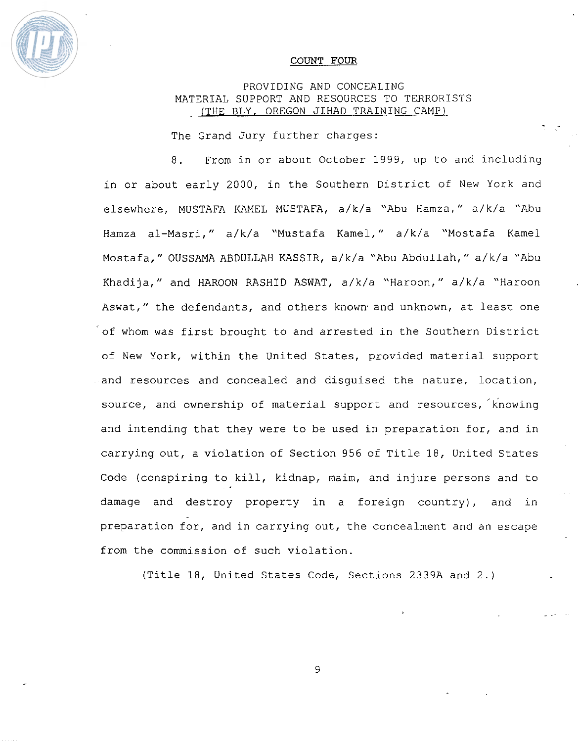## COUNT FOUR

PROVIDING AND CONCEALING
MATERIAL SUPPORT AND RESOURCES TO TERRORISTS
(THE BLY, OREGON JIHAD TRAINING CAMP)

The Grand Jury further charges:

8. From in or about October 1999, up to and including in or about early 2000, in the Southern District of New York and elsewhere, MUSTAFA KAMEL MUSTAFA, a/k/a "Abu Hamza," a/k/a "Abu Hamza al-Masri," a/k/a "Mustafa Kamel," a/k/a "Mostafa Kamel Mostafa," OUSSAMA ABDULLAH KASSIR, a/k/a "Abu Abdullah," a/k/a "Abu Khadija," and HAROON RASHID ASWAT, a/k/a "Haroon," a/k/a "Haroon Aswat," the defendants, and others known and unknown, at least one of whom was first brought to and arrested in the Southern District of New York, within the United States, provided material support and resources and concealed and disguised the nature, location, source, and ownership of material support and resources, knowing and intending that they were to be used in preparation for, and in carrying out, a violation of Section 956 of Title 18, United States Code (conspiring to kill, kidnap, maim, and injure persons and to damage and destroy property in a foreign country), and in preparation for, and in carrying out, the concealment and an escape from the commission of such violation.

(Title 18, United States Code, Sections 2339A and 2.)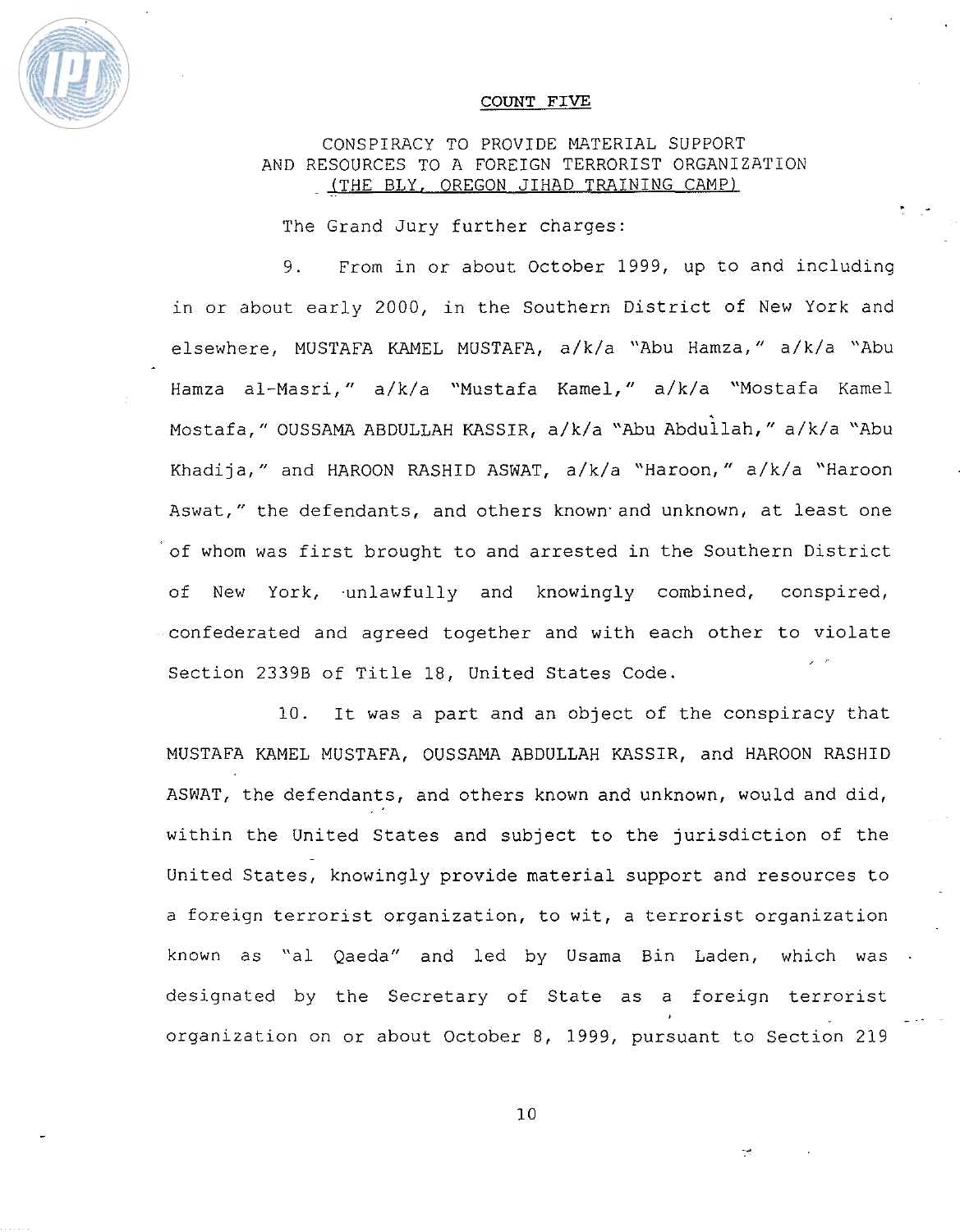## COUNT FIVE

CONSPIRACY TO PROVIDE MATERIAL SUPPORT AND RESOURCES TO A FOREIGN TERRORIST ORGANIZATION (THE BLY, OREGON JIHAD TRAINING CAMP)

The Grand Jury further charges:

9. From in or about October 1999, up to and including in or about early 2000, in the Southern District of New York and elsewhere, MUSTAFA KAMEL MUSTAFA, a/k/a "Abu Hamza," a/k/a "Abu Hamza al-Masri," a/k/a "Mustafa Kamel," a/k/a "Mostafa Kamel Mostafa," OUSSAMA ABDULLAH KASSIR, a/k/a "Abu Abdullah," a/k/a "Abu Khadija," and HAROON RASHID ASWAT, a/k/a "Haroon," a/k/a "Haroon Aswat," the defendants, and others known and unknown, at least one of whom was first brought to and arrested in the Southern District of New York, unlawfully and knowingly combined, conspired, confederated and agreed together and with each other to violate Section 2339B of Title 18, United States Code.

10. It was a part and an object of the conspiracy that MUSTAFA KAMEL MUSTAFA, OUSSAMA ABDULLAH KASSIR, and HAROON RASHID ASWAT, the defendants, and others known and unknown, would and did, within the United States and subject to the jurisdiction of the United States, knowingly provide material support and resources to a foreign terrorist organization, to wit, a terrorist organization known as "al Qaeda" and led by Usama Bin Laden, which was designated by the Secretary of State as a foreign terrorist organization on or about October 8, 1999, pursuant to Section 219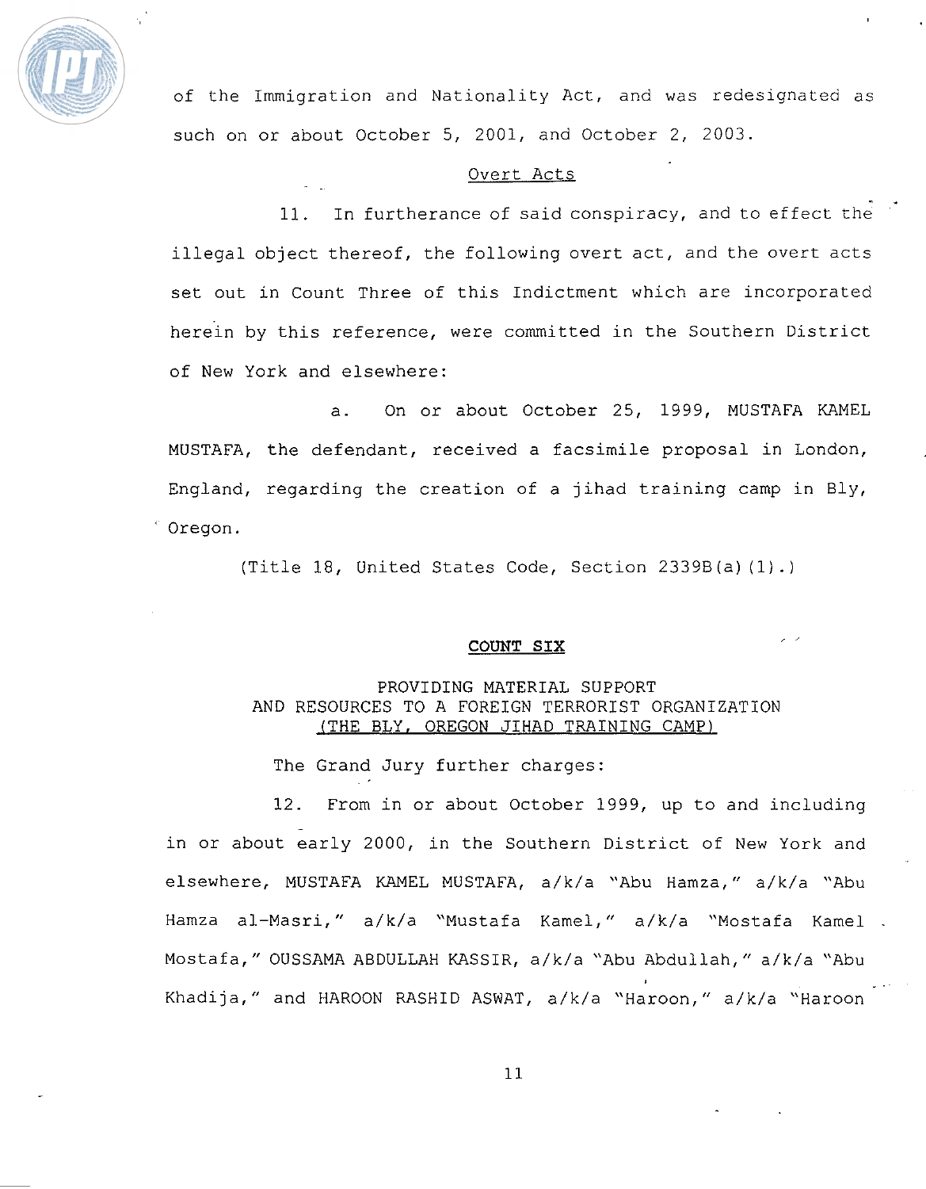of the Immigration and Nationality Act, and was redesignated as such on or about October 5, 2001, and October 2, 2003.

Overt Acts

11. In furtherance of said conspiracy, and to effect the illegal object thereof, the following overt act, and the overt acts set out in Count Three of this Indictment which are incorporated herein by this reference, were committed in the Southern District of New York and elsewhere:

a. On or about October 25, 1999, MUSTAFA KAMEL MUSTAFA, the defendant, received a facsimile proposal in London, England, regarding the creation of a jihad training camp in Bly, Oregon.

(Title 18, United States Code, Section 2339B(a)(1).)

## COUNT SIX

PROVIDING MATERIAL SUPPORT
AND RESOURCES TO A FOREIGN TERRORIST ORGANIZATION
(THE BLY, OREGON JIHAD TRAINING CAMP)

The Grand Jury further charges:

12. From in or about October 1999, up to and including in or about early 2000, in the Southern District of New York and elsewhere, MUSTAFA KAMEL MUSTAFA, a/k/a "Abu Hamza," a/k/a "Abu Hamza al-Masri," a/k/a "Mustafa Kamel," a/k/a "Mostafa Kamel Mostafa," OUSSAMA ABDULLAH KASSIR, a/k/a "Abu Abdullah," a/k/a "Abu Khadija," and HAROON RASHID ASWAT, a/k/a "Haroon," a/k/a "Haroon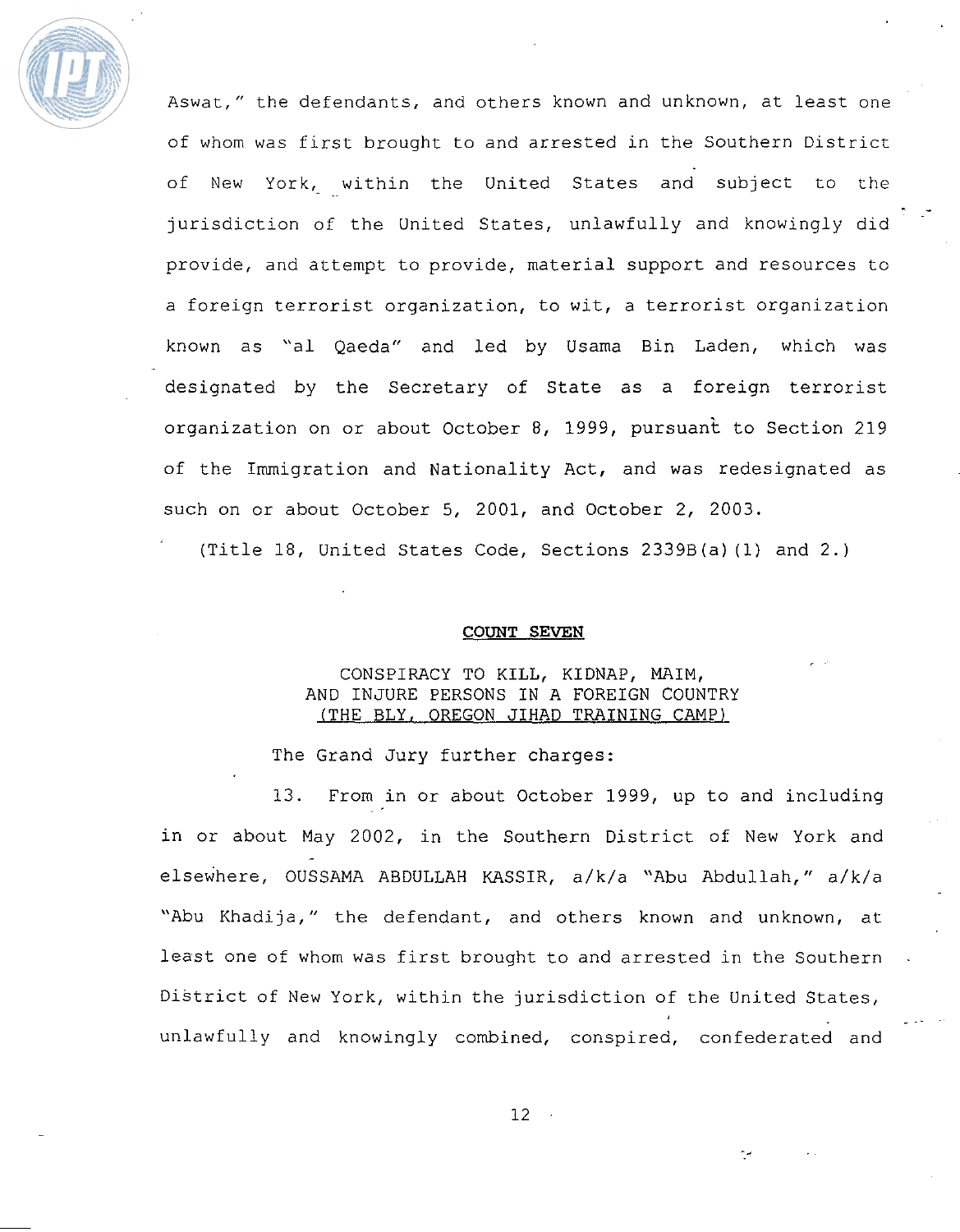Aswat," the defendants, and others known and unknown, at least one of whom was first brought to and arrested in the Southern District of New York, within the United States and subject to the jurisdiction of the United States, unlawfully and knowingly did provide, and attempt to provide, material support and resources to a foreign terrorist organization, to wit, a terrorist organization known as "al Qaeda" and led by Usama Bin Laden, which was designated by the Secretary of State as a foreign terrorist organization on or about October 8, 1999, pursuant to Section 219 of the Immigration and Nationality Act, and was redesignated as such on or about October 5, 2001, and October 2, 2003.

(Title 18, United States Code, Sections 2339B(a)(1) and 2.)

## COUNT SEVEN

CONSPIRACY TO KILL, KIDNAP, MAIM, AND INJURE PERSONS IN A FOREIGN COUNTRY (THE BLY, OREGON JIHAD TRAINING CAMP)

The Grand Jury further charges:

13. From in or about October 1999, up to and including in or about May 2002, in the Southern District of New York and elsewhere, OUSSAMA ABDULLAH KASSIR, a/k/a "Abu Abdullah," a/k/a "Abu Khadija," the defendant, and others known and unknown, at least one of whom was first brought to and arrested in the Southern District of New York, within the jurisdiction of the United States, unlawfully and knowingly combined, conspired, confederated and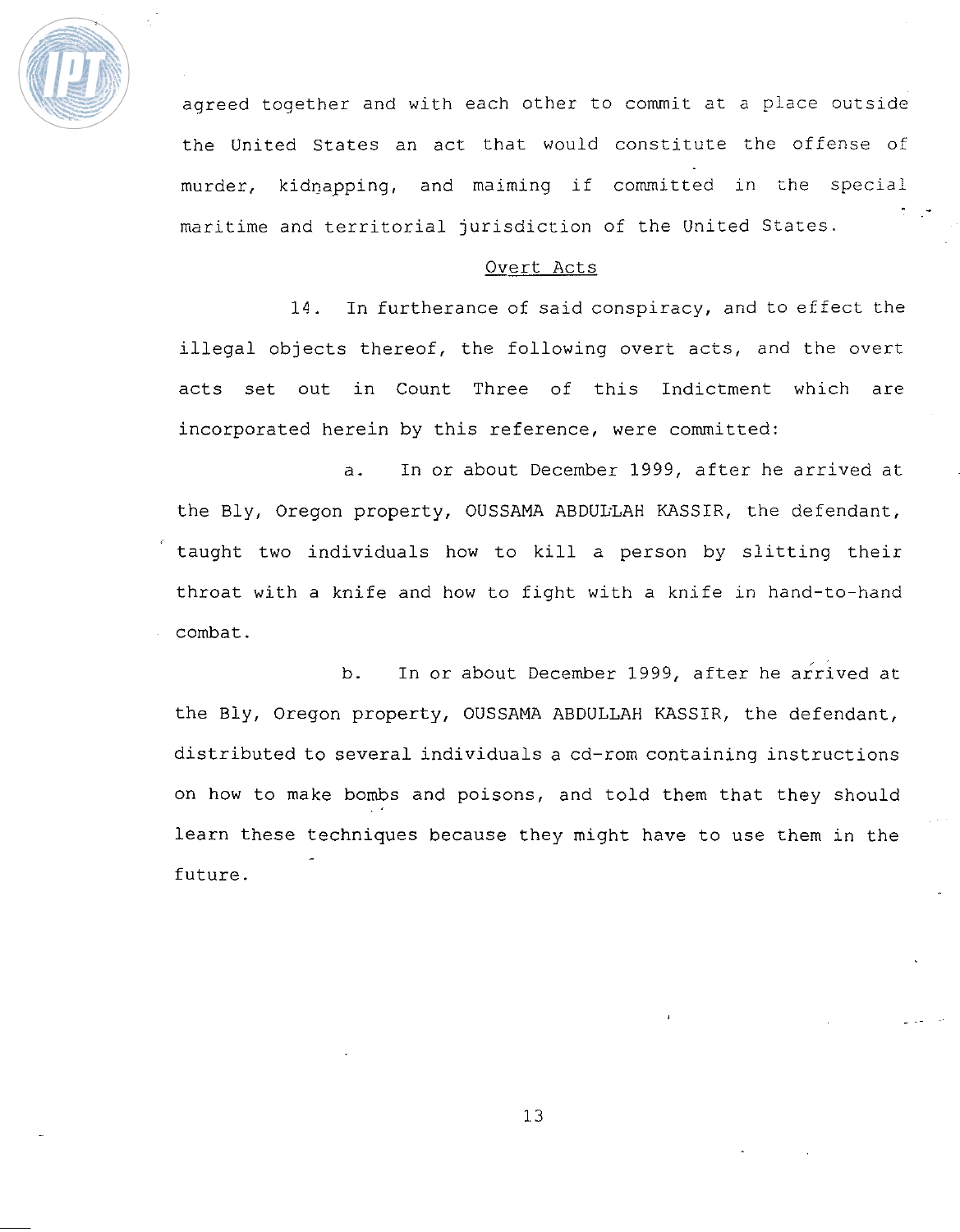agreed together and with each other to commit at a place outside the United States an act that would constitute the offense of murder, kidnapping, and maiming if committed in the special maritime and territorial jurisdiction of the United States.

Overt Acts

14. In furtherance of said conspiracy, and to effect the illegal objects thereof, the following overt acts, and the overt acts set out in Count Three of this Indictment which are incorporated herein by this reference, were committed:

a. In or about December 1999, after he arrived at the Bly, Oregon property, OUSSAMA ABDULLAH KASSIR, the defendant, taught two individuals how to kill a person by slitting their throat with a knife and how to fight with a knife in hand-to-hand combat.

b. In or about December 1999, after he arrived at the Bly, Oregon property, OUSSAMA ABDULLAH KASSIR, the defendant, distributed to several individuals a cd-rom containing instructions on how to make bombs and poisons, and told them that they should learn these techniques because they might have to use them in the future.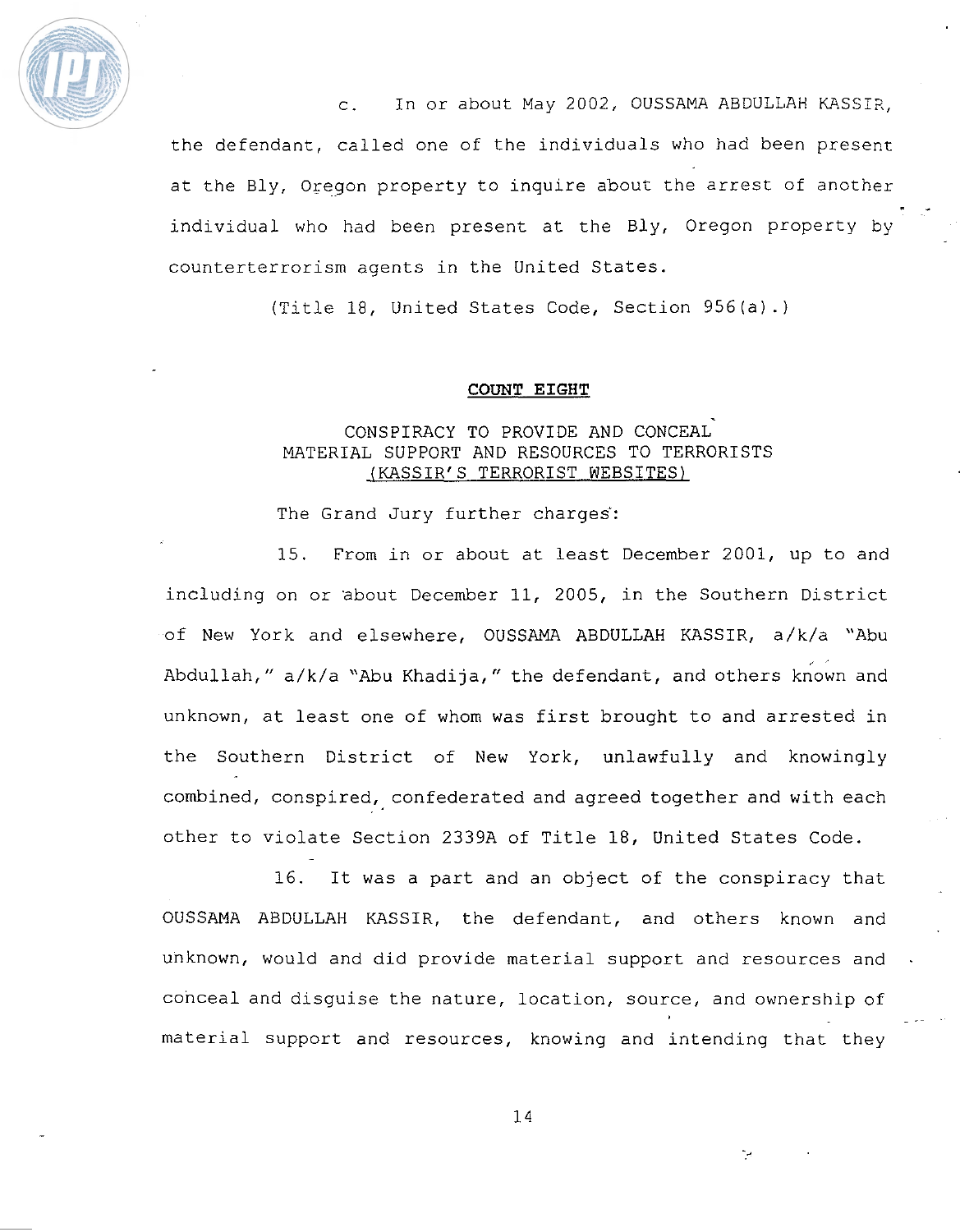c. In or about May 2002, OUSSAMA ABDULLAH KASSIR, the defendant, called one of the individuals who had been present at the Bly, Oregon property to inquire about the arrest of another individual who had been present at the Bly, Oregon property by counterterrorism agents in the United States.

(Title 18, United States Code, Section 956(a).)

**COUNT EIGHT**

CONSPIRACY TO PROVIDE AND CONCEAL MATERIAL SUPPORT AND RESOURCES TO TERRORISTS (KASSIR'S TERRORIST WEBSITES)

The Grand Jury further charges:

15. From in or about at least December 2001, up to and including on or about December 11, 2005, in the Southern District of New York and elsewhere, OUSSAMA ABDULLAH KASSIR, a/k/a "Abu Abdullah," a/k/a "Abu Khadija," the defendant, and others known and unknown, at least one of whom was first brought to and arrested in the Southern District of New York, unlawfully and knowingly combined, conspired, confederated and agreed together and with each other to violate Section 2339A of Title 18, United States Code.

16. It was a part and an object of the conspiracy that OUSSAMA ABDULLAH KASSIR, the defendant, and others known and unknown, would and did provide material support and resources and conceal and disguise the nature, location, source, and ownership of material support and resources, knowing and intending that they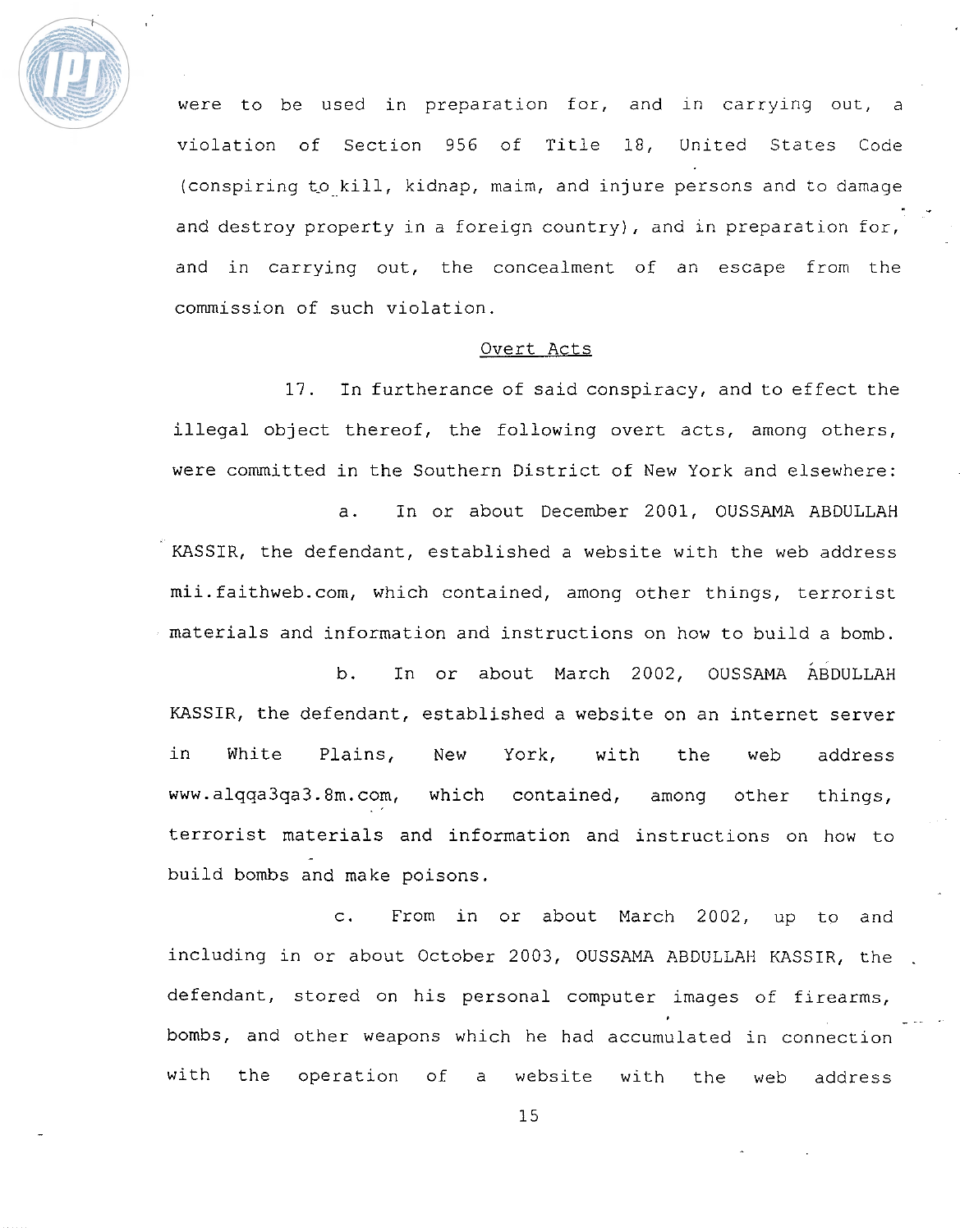were to be used in preparation for, and in carrying out, a violation of Section 956 of Title 18, United States Code (conspiring to kill, kidnap, maim, and injure persons and to damage and destroy property in a foreign country), and in preparation for, and in carrying out, the concealment of an escape from the commission of such violation.

Overt Acts

17. In furtherance of said conspiracy, and to effect the illegal object thereof, the following overt acts, among others, were committed in the Southern District of New York and elsewhere:

a. In or about December 2001, OUSSAMA ABDULLAH KASSIR, the defendant, established a website with the web address mii.faithweb.com, which contained, among other things, terrorist materials and information and instructions on how to build a bomb.

b. In or about March 2002, OUSSAMA ABDULLAH KASSIR, the defendant, established a website on an internet server in White Plains, New York, with the web address www.alqqa3qa3.8m.com, which contained, among other things, terrorist materials and information and instructions on how to build bombs and make poisons.

c. From in or about March 2002, up to and including in or about October 2003, OUSSAMA ABDULLAH KASSIR, the defendant, stored on his personal computer images of firearms, bombs, and other weapons which he had accumulated in connection with the operation of a website with the web address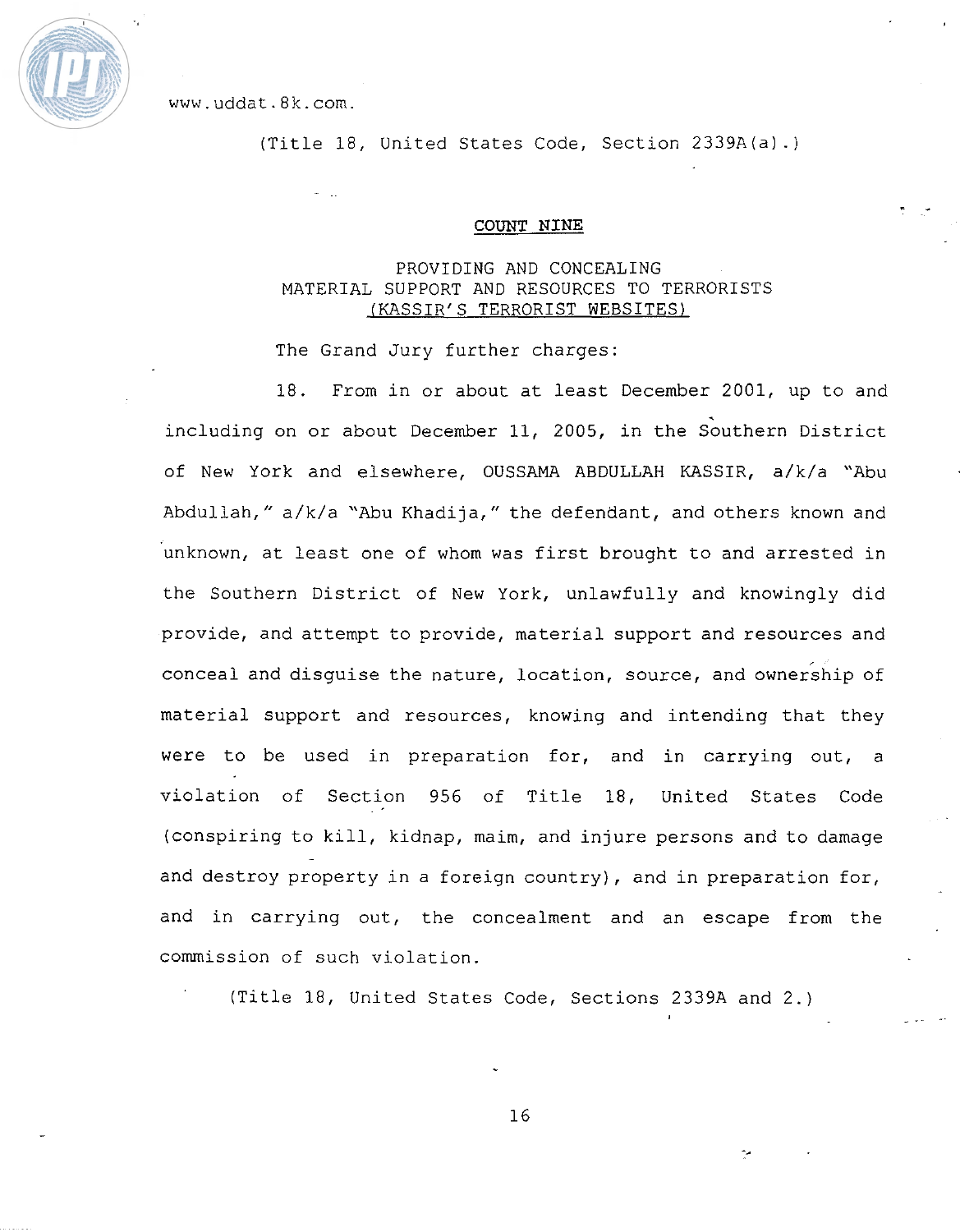www.uddat.8k.com.

(Title 18, United States Code, Section 2339A(a).)

## COUNT NINE

### PROVIDING AND CONCEALING MATERIAL SUPPORT AND RESOURCES TO TERRORISTS (KASSIR'S TERRORIST WEBSITES)

The Grand Jury further charges:

18. From in or about at least December 2001, up to and including on or about December 11, 2005, in the Southern District of New York and elsewhere, OUSSAMA ABDULLAH KASSIR, a/k/a "Abu Abdullah," a/k/a "Abu Khadija," the defendant, and others known and unknown, at least one of whom was first brought to and arrested in the Southern District of New York, unlawfully and knowingly did provide, and attempt to provide, material support and resources and conceal and disguise the nature, location, source, and ownership of material support and resources, knowing and intending that they were to be used in preparation for, and in carrying out, a violation of Section 956 of Title 18, United States Code (conspiring to kill, kidnap, maim, and injure persons and to damage and destroy property in a foreign country), and in preparation for, and in carrying out, the concealment and an escape from the commission of such violation.

(Title 18, United States Code, Sections 2339A and 2.)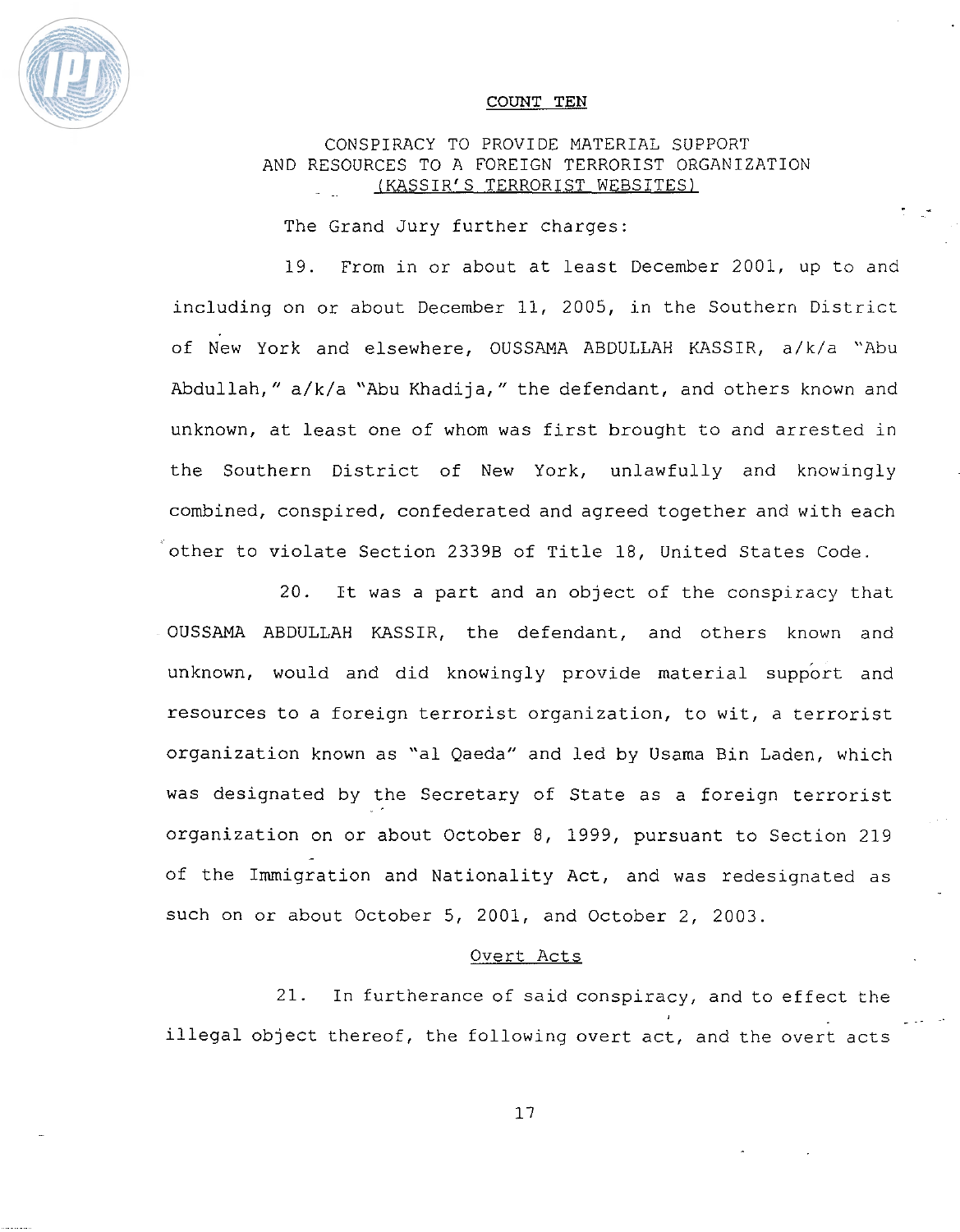## COUNT TEN

### CONSPIRACY TO PROVIDE MATERIAL SUPPORT AND RESOURCES TO A FOREIGN TERRORIST ORGANIZATION (KASSIR'S TERRORIST WEBSITES)

The Grand Jury further charges:

19. From in or about at least December 2001, up to and including on or about December 11, 2005, in the Southern District of New York and elsewhere, OUSSAMA ABDULLAH KASSIR, a/k/a "Abu Abdullah," a/k/a "Abu Khadija," the defendant, and others known and unknown, at least one of whom was first brought to and arrested in the Southern District of New York, unlawfully and knowingly combined, conspired, confederated and agreed together and with each other to violate Section 2339B of Title 18, United States Code.

20. It was a part and an object of the conspiracy that OUSSAMA ABDULLAH KASSIR, the defendant, and others known and unknown, would and did knowingly provide material support and resources to a foreign terrorist organization, to wit, a terrorist organization known as "al Qaeda" and led by Usama Bin Laden, which was designated by the Secretary of State as a foreign terrorist organization on or about October 8, 1999, pursuant to Section 219 of the Immigration and Nationality Act, and was redesignated as such on or about October 5, 2001, and October 2, 2003.

### Overt Acts

21. In furtherance of said conspiracy, and to effect the illegal object thereof, the following overt act, and the overt acts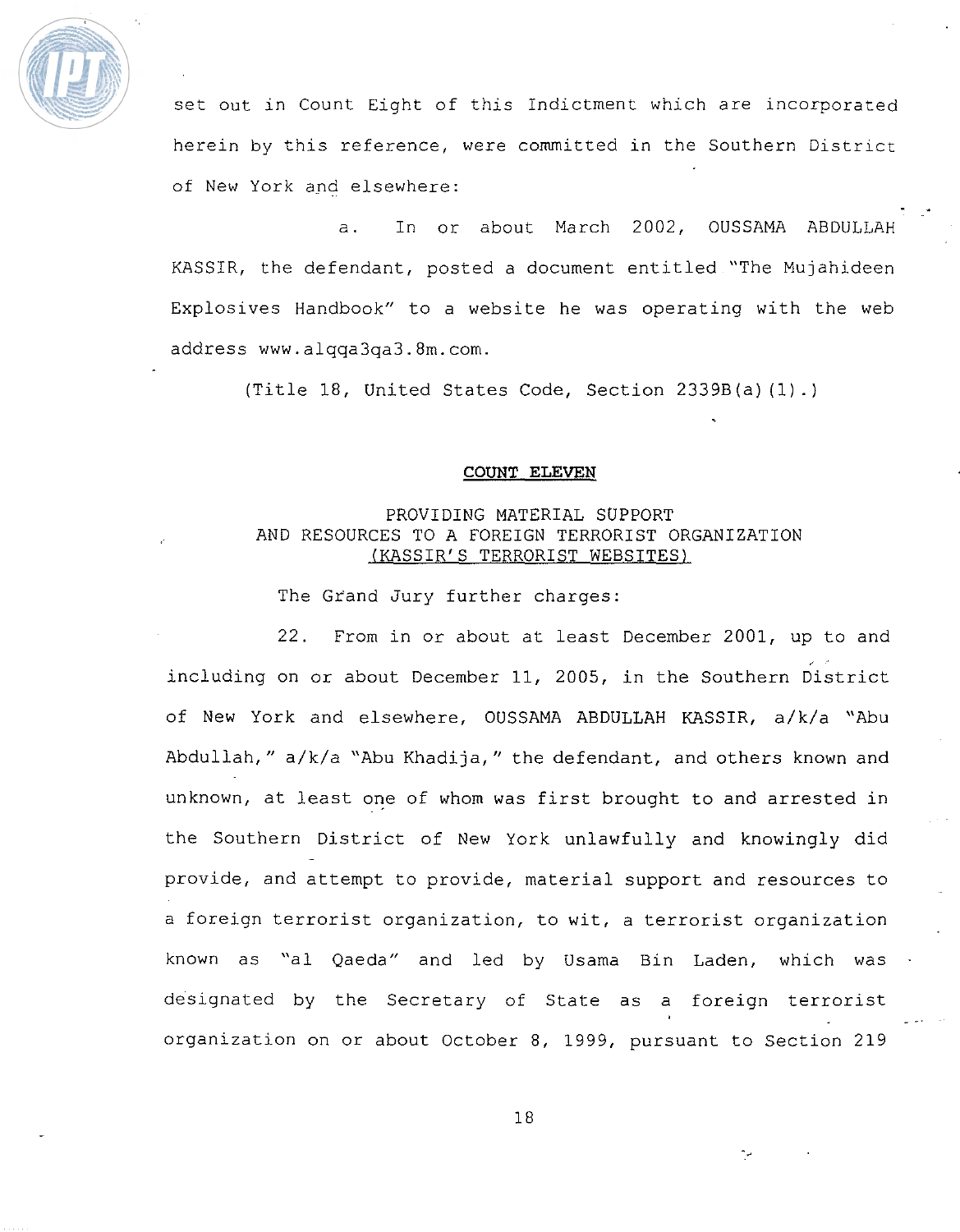set out in Count Eight of this Indictment which are incorporated herein by this reference, were committed in the Southern District of New York and elsewhere:

a. In or about March 2002, OUSSAMA ABDULLAH KASSIR, the defendant, posted a document entitled "The Mujahideen Explosives Handbook" to a website he was operating with the web address www.alqqa3qa3.8m.com.

(Title 18, United States Code, Section 2339B(a)(1).)

## COUNT ELEVEN

### PROVIDING MATERIAL SUPPORT AND RESOURCES TO A FOREIGN TERRORIST ORGANIZATION (KASSIR'S TERRORIST WEBSITES)

The Grand Jury further charges:

22. From in or about at least December 2001, up to and including on or about December 11, 2005, in the Southern District of New York and elsewhere, OUSSAMA ABDULLAH KASSIR, a/k/a "Abu Abdullah," a/k/a "Abu Khadija," the defendant, and others known and unknown, at least one of whom was first brought to and arrested in the Southern District of New York unlawfully and knowingly did provide, and attempt to provide, material support and resources to a foreign terrorist organization, to wit, a terrorist organization known as "al Qaeda" and led by Usama Bin Laden, which was designated by the Secretary of State as a foreign terrorist organization on or about October 8, 1999, pursuant to Section 219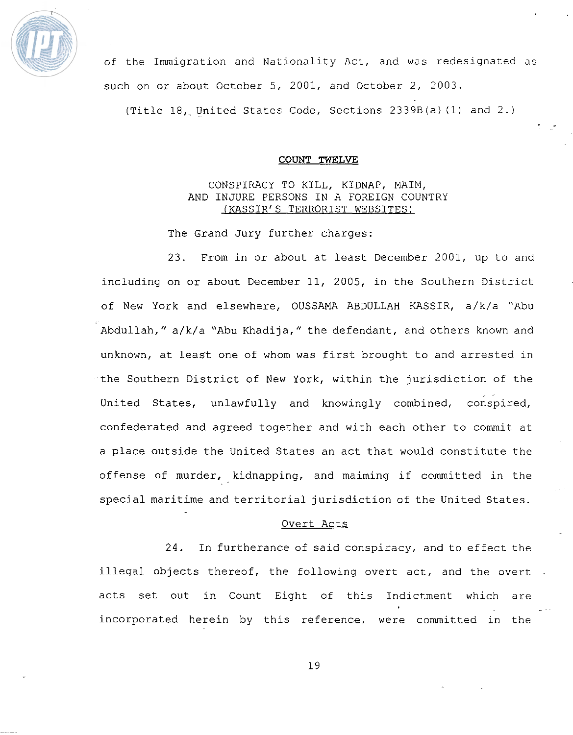of the Immigration and Nationality Act, and was redesignated as such on or about October 5, 2001, and October 2, 2003.

(Title 18, United States Code, Sections 2339B(a)(1) and 2.)

## COUNT TWELVE

### CONSPIRACY TO KILL, KIDNAP, MAIM, AND INJURE PERSONS IN A FOREIGN COUNTRY (KASSIR'S TERRORIST WEBSITES)

The Grand Jury further charges:

23. From in or about at least December 2001, up to and including on or about December 11, 2005, in the Southern District of New York and elsewhere, OUSSAMA ABDULLAH KASSIR, a/k/a "Abu Abdullah," a/k/a "Abu Khadija," the defendant, and others known and unknown, at least one of whom was first brought to and arrested in the Southern District of New York, within the jurisdiction of the United States, unlawfully and knowingly combined, conspired, confederated and agreed together and with each other to commit at a place outside the United States an act that would constitute the offense of murder, kidnapping, and maiming if committed in the special maritime and territorial jurisdiction of the United States.

#### Overt Acts

24. In furtherance of said conspiracy, and to effect the illegal objects thereof, the following overt act, and the overt acts set out in Count Eight of this Indictment which are incorporated herein by this reference, were committed in the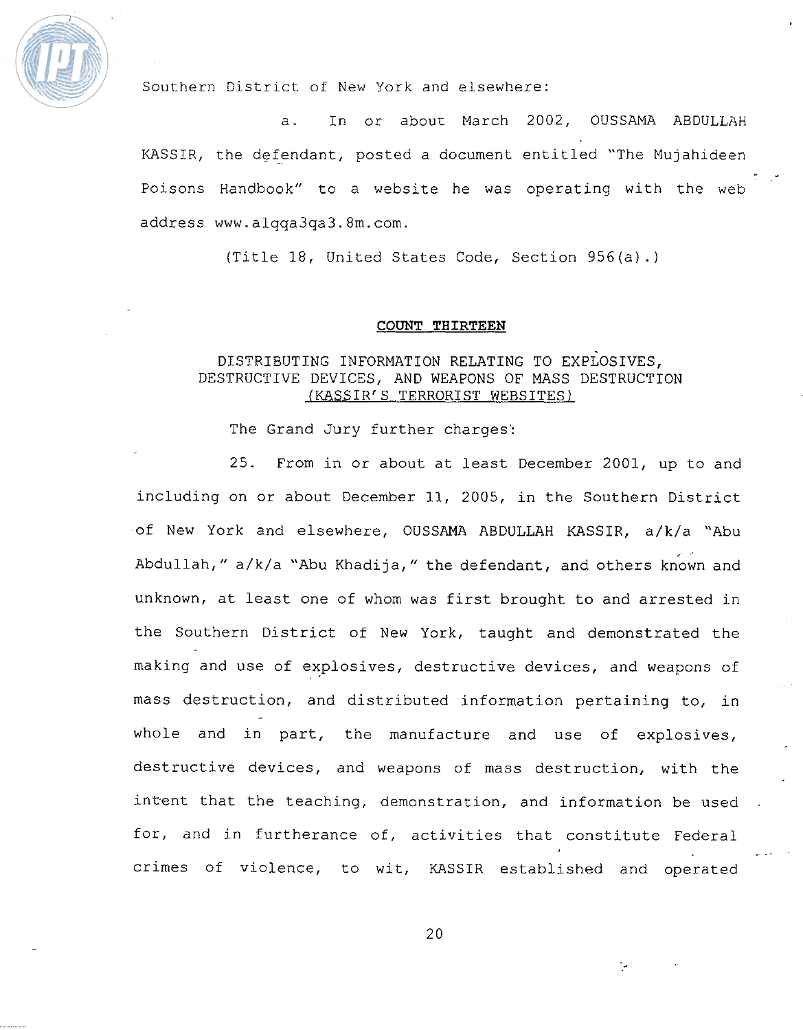Southern District of New York and elsewhere:

a. In or about March 2002, OUSSAMA ABDULLAH KASSIR, the defendant, posted a document entitled "The Mujahideen Poisons Handbook" to a website he was operating with the web address www.alqqa3qa3.8m.com.

(Title 18, United States Code, Section 956(a).)

**COUNT THIRTEEN**

DISTRIBUTING INFORMATION RELATING TO EXPLOSIVES, DESTRUCTIVE DEVICES, AND WEAPONS OF MASS DESTRUCTION (KASSIR'S TERRORIST WEBSITES)

The Grand Jury further charges:

25. From in or about at least December 2001, up to and including on or about December 11, 2005, in the Southern District of New York and elsewhere, OUSSAMA ABDULLAH KASSIR, a/k/a "Abu Abdullah," a/k/a "Abu Khadija," the defendant, and others known and unknown, at least one of whom was first brought to and arrested in the Southern District of New York, taught and demonstrated the making and use of explosives, destructive devices, and weapons of mass destruction, and distributed information pertaining to, in whole and in part, the manufacture and use of explosives, destructive devices, and weapons of mass destruction, with the intent that the teaching, demonstration, and information be used for, and in furtherance of, activities that constitute Federal crimes of violence, to wit, KASSIR established and operated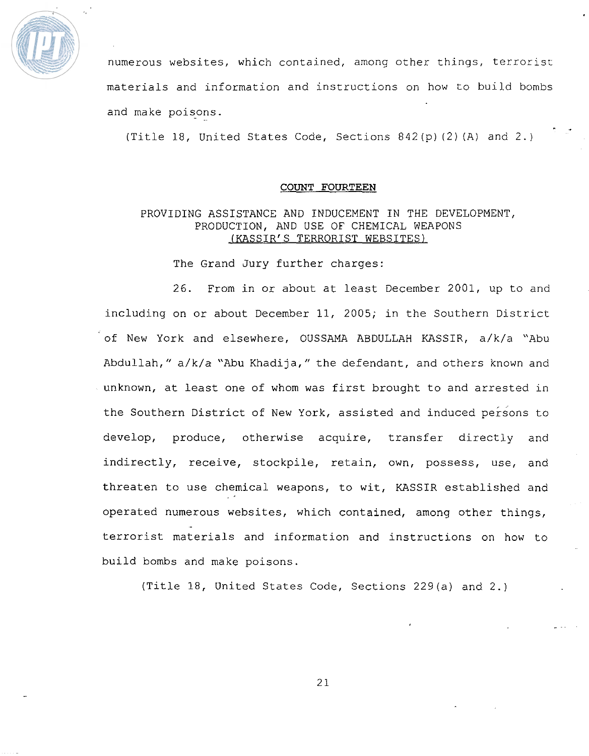numerous websites, which contained, among other things, terrorist materials and information and instructions on how to build bombs and make poisons.

(Title 18, United States Code, Sections 842(p)(2)(A) and 2.)

**COUNT FOURTEEN**

**PROVIDING ASSISTANCE AND INDUCEMENT IN THE DEVELOPMENT, PRODUCTION, AND USE OF CHEMICAL WEAPONS (KASSIR'S TERRORIST WEBSITES)**

The Grand Jury further charges:

26. From in or about at least December 2001, up to and including on or about December 11, 2005, in the Southern District of New York and elsewhere, OUSSAMA ABDULLAH KASSIR, a/k/a "Abu Abdullah," a/k/a "Abu Khadija," the defendant, and others known and unknown, at least one of whom was first brought to and arrested in the Southern District of New York, assisted and induced persons to develop, produce, otherwise acquire, transfer directly and indirectly, receive, stockpile, retain, own, possess, use, and threaten to use chemical weapons, to wit, KASSIR established and operated numerous websites, which contained, among other things, terrorist materials and information and instructions on how to build bombs and make poisons.

(Title 18, United States Code, Sections 229(a) and 2.)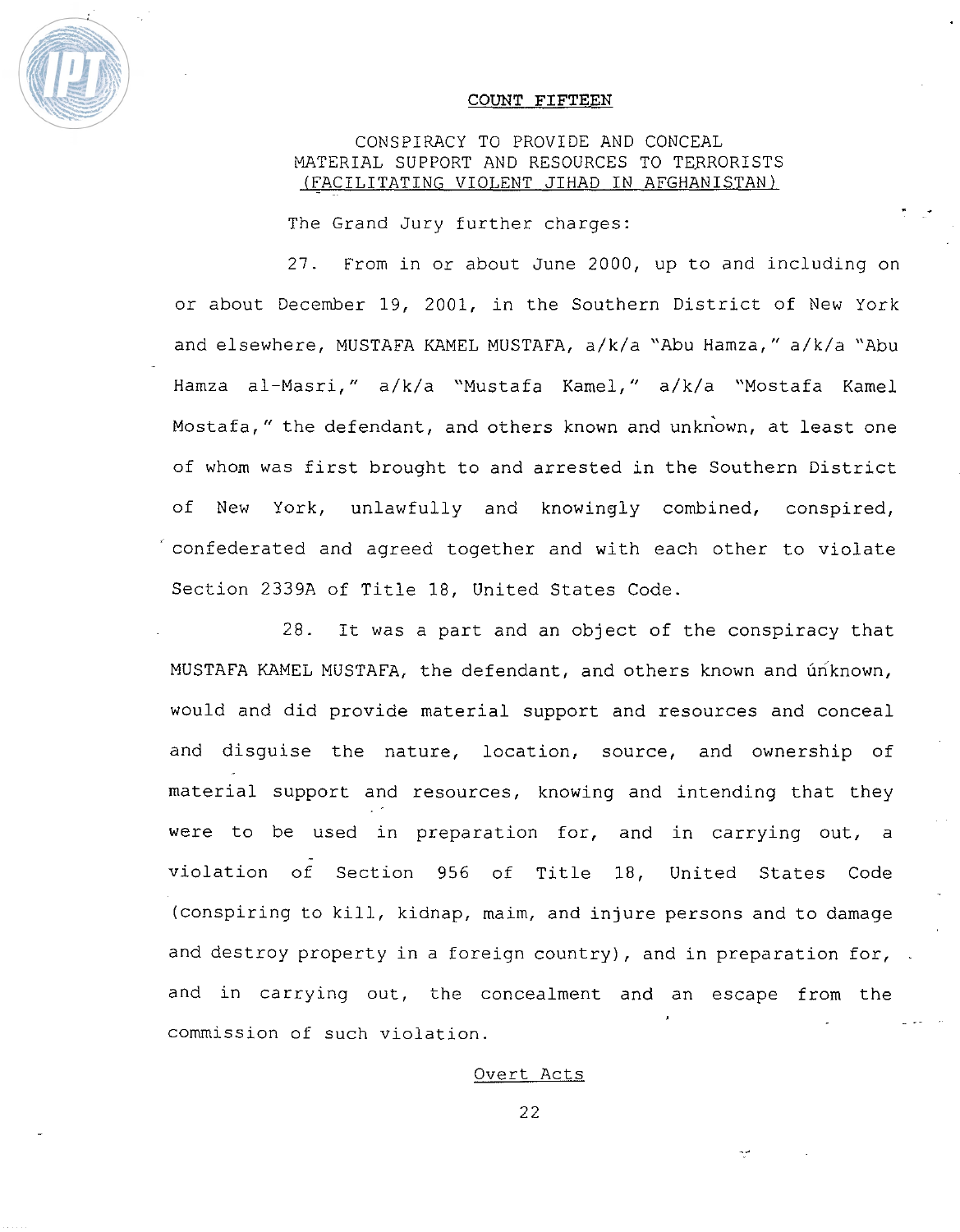## COUNT FIFTEEN

CONSPIRACY TO PROVIDE AND CONCEAL
MATERIAL SUPPORT AND RESOURCES TO TERRORISTS
(FACILITATING VIOLENT JIHAD IN AFGHANISTAN)

The Grand Jury further charges:

27. From in or about June 2000, up to and including on or about December 19, 2001, in the Southern District of New York and elsewhere, MUSTAFA KAMEL MUSTAFA, a/k/a "Abu Hamza," a/k/a "Abu Hamza al-Masri," a/k/a "Mustafa Kamel," a/k/a "Mostafa Kamel Mostafa," the defendant, and others known and unknown, at least one of whom was first brought to and arrested in the Southern District of New York, unlawfully and knowingly combined, conspired, confederated and agreed together and with each other to violate Section 2339A of Title 18, United States Code.

28. It was a part and an object of the conspiracy that MUSTAFA KAMEL MUSTAFA, the defendant, and others known and unknown, would and did provide material support and resources and conceal and disguise the nature, location, source, and ownership of material support and resources, knowing and intending that they were to be used in preparation for, and in carrying out, a violation of Section 956 of Title 18, United States Code (conspiring to kill, kidnap, maim, and injure persons and to damage and destroy property in a foreign country), and in preparation for, and in carrying out, the concealment and an escape from the commission of such violation.

Overt Acts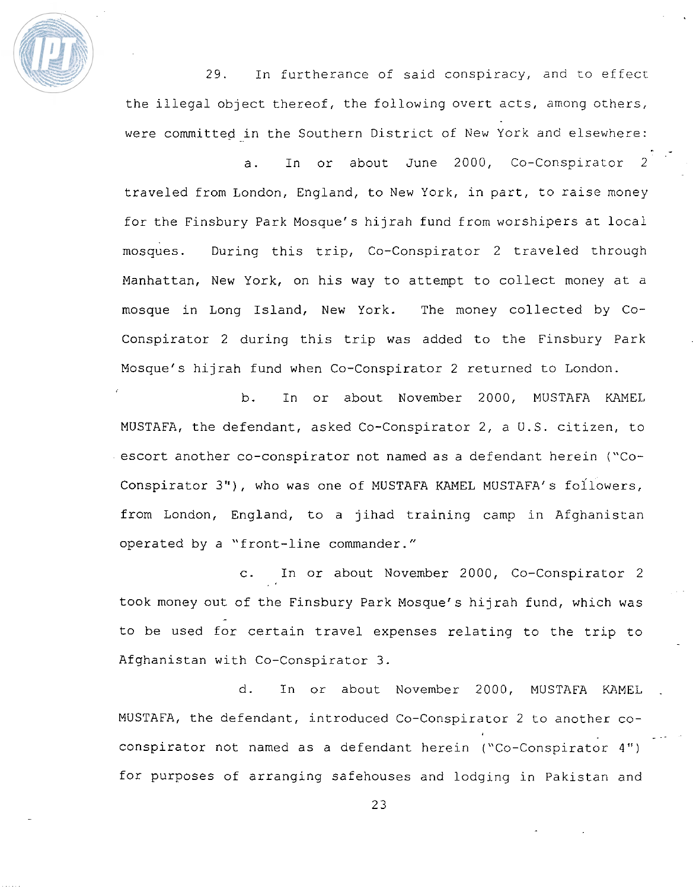29. In furtherance of said conspiracy, and to effect the illegal object thereof, the following overt acts, among others, were committed in the Southern District of New York and elsewhere:

a. In or about June 2000, Co-Conspirator 2 traveled from London, England, to New York, in part, to raise money for the Finsbury Park Mosque's hijrah fund from worshipers at local mosques. During this trip, Co-Conspirator 2 traveled through Manhattan, New York, on his way to attempt to collect money at a mosque in Long Island, New York. The money collected by Co-Conspirator 2 during this trip was added to the Finsbury Park Mosque's hijrah fund when Co-Conspirator 2 returned to London.

b. In or about November 2000, MUSTAFA KAMEL MUSTAFA, the defendant, asked Co-Conspirator 2, a U.S. citizen, to escort another co-conspirator not named as a defendant herein ("Co-Conspirator 3"), who was one of MUSTAFA KAMEL MUSTAFA's followers, from London, England, to a jihad training camp in Afghanistan operated by a "front-line commander."

c. In or about November 2000, Co-Conspirator 2 took money out of the Finsbury Park Mosque's hijrah fund, which was to be used for certain travel expenses relating to the trip to Afghanistan with Co-Conspirator 3.

d. In or about November 2000, MUSTAFA KAMEL MUSTAFA, the defendant, introduced Co-Conspirator 2 to another co-conspirator not named as a defendant herein ("Co-Conspirator 4") for purposes of arranging safehouses and lodging in Pakistan and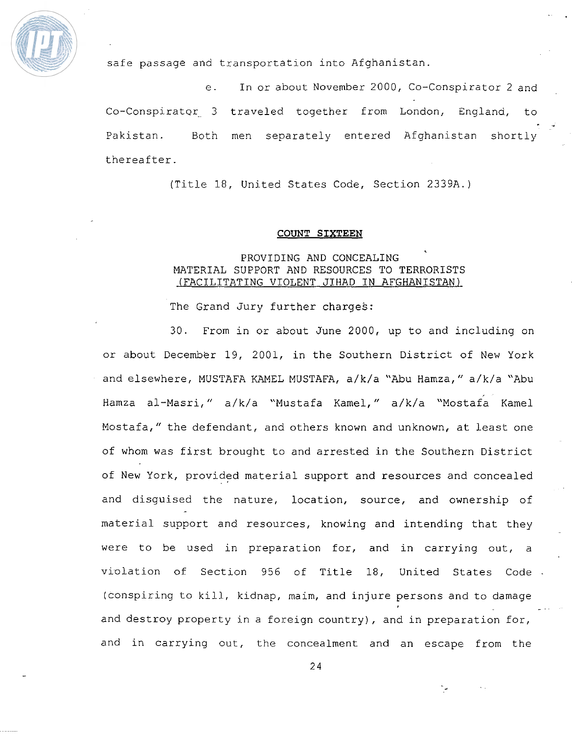safe passage and transportation into Afghanistan.

e. In or about November 2000, Co-Conspirator 2 and Co-Conspirator 3 traveled together from London, England, to Pakistan. Both men separately entered Afghanistan shortly thereafter.

(Title 18, United States Code, Section 2339A.)

## COUNT SIXTEEN

**PROVIDING AND CONCEALING MATERIAL SUPPORT AND RESOURCES TO TERRORISTS (FACILITATING VIOLENT JIHAD IN AFGHANISTAN)**

The Grand Jury further charges:

30. From in or about June 2000, up to and including on or about December 19, 2001, in the Southern District of New York and elsewhere, MUSTAFA KAMEL MUSTAFA, a/k/a "Abu Hamza," a/k/a "Abu Hamza al-Masri," a/k/a "Mustafa Kamel," a/k/a "Mostafa Kamel Mostafa," the defendant, and others known and unknown, at least one of whom was first brought to and arrested in the Southern District of New York, provided material support and resources and concealed and disguised the nature, location, source, and ownership of material support and resources, knowing and intending that they were to be used in preparation for, and in carrying out, a violation of Section 956 of Title 18, United States Code (conspiring to kill, kidnap, maim, and injure persons and to damage and destroy property in a foreign country), and in preparation for, and in carrying out, the concealment and an escape from the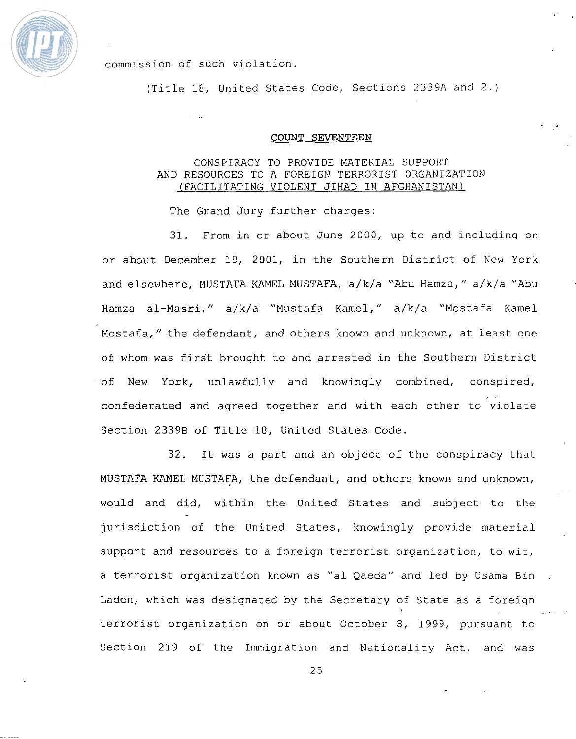commission of such violation.

(Title 18, United States Code, Sections 2339A and 2.)

## COUNT SEVENTEEN

### CONSPIRACY TO PROVIDE MATERIAL SUPPORT AND RESOURCES TO A FOREIGN TERRORIST ORGANIZATION (FACILITATING VIOLENT JIHAD IN AFGHANISTAN)

The Grand Jury further charges:

31. From in or about June 2000, up to and including on or about December 19, 2001, in the Southern District of New York and elsewhere, MUSTAFA KAMEL MUSTAFA, a/k/a "Abu Hamza," a/k/a "Abu Hamza al-Masri," a/k/a "Mustafa Kamel," a/k/a "Mostafa Kamel Mostafa," the defendant, and others known and unknown, at least one of whom was first brought to and arrested in the Southern District of New York, unlawfully and knowingly combined, conspired, confederated and agreed together and with each other to violate Section 2339B of Title 18, United States Code.

32. It was a part and an object of the conspiracy that MUSTAFA KAMEL MUSTAFA, the defendant, and others known and unknown, would and did, within the United States and subject to the jurisdiction of the United States, knowingly provide material support and resources to a foreign terrorist organization, to wit, a terrorist organization known as "al Qaeda" and led by Usama Bin Laden, which was designated by the Secretary of State as a foreign terrorist organization on or about October 8, 1999, pursuant to Section 219 of the Immigration and Nationality Act, and was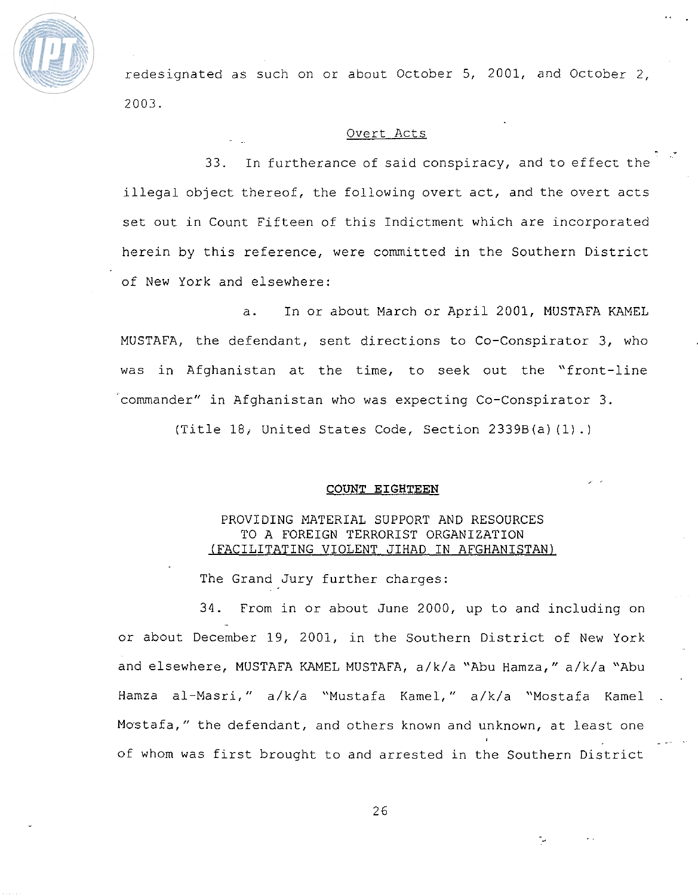redesignated as such on or about October 5, 2001, and October 2, 2003.

Overt Acts

33. In furtherance of said conspiracy, and to effect the illegal object thereof, the following overt act, and the overt acts set out in Count Fifteen of this Indictment which are incorporated herein by this reference, were committed in the Southern District of New York and elsewhere:

a. In or about March or April 2001, MUSTAFA KAMEL MUSTAFA, the defendant, sent directions to Co-Conspirator 3, who was in Afghanistan at the time, to seek out the "front-line commander" in Afghanistan who was expecting Co-Conspirator 3.

(Title 18, United States Code, Section 2339B(a)(1).)

## COUNT EIGHTEEN

### PROVIDING MATERIAL SUPPORT AND RESOURCES TO A FOREIGN TERRORIST ORGANIZATION (FACILITATING VIOLENT JIHAD IN AFGHANISTAN)

The Grand Jury further charges:

34. From in or about June 2000, up to and including on or about December 19, 2001, in the Southern District of New York and elsewhere, MUSTAFA KAMEL MUSTAFA, a/k/a "Abu Hamza," a/k/a "Abu Hamza al-Masri," a/k/a "Mustafa Kamel," a/k/a "Mostafa Kamel Mostafa," the defendant, and others known and unknown, at least one of whom was first brought to and arrested in the Southern District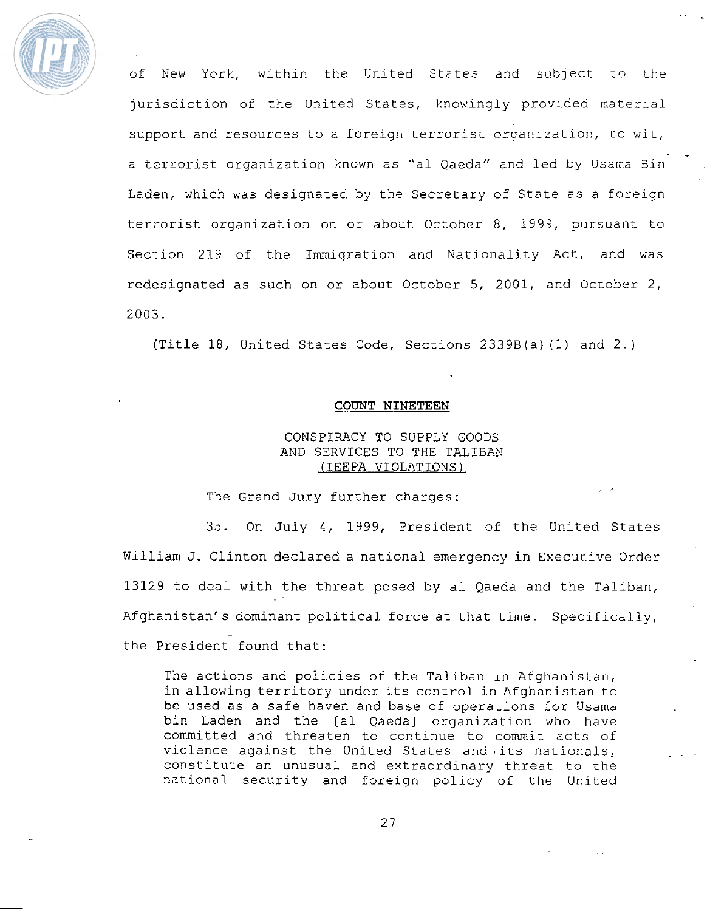of New York, within the United States and subject to the jurisdiction of the United States, knowingly provided material support and resources to a foreign terrorist organization, to wit, a terrorist organization known as "al Qaeda" and led by Usama Bin Laden, which was designated by the Secretary of State as a foreign terrorist organization on or about October 8, 1999, pursuant to Section 219 of the Immigration and Nationality Act, and was redesignated as such on or about October 5, 2001, and October 2, 2003.

(Title 18, United States Code, Sections 2339B(a)(1) and 2.)

## COUNT NINETEEN

### CONSPIRACY TO SUPPLY GOODS AND SERVICES TO THE TALIBAN (IEEPA VIOLATIONS)

The Grand Jury further charges:

35. On July 4, 1999, President of the United States William J. Clinton declared a national emergency in Executive Order 13129 to deal with the threat posed by al Qaeda and the Taliban, Afghanistan's dominant political force at that time. Specifically, the President found that:

> The actions and policies of the Taliban in Afghanistan, in allowing territory under its control in Afghanistan to be used as a safe haven and base of operations for Usama bin Laden and the [al Qaeda] organization who have committed and threaten to continue to commit acts of violence against the United States and its nationals, constitute an unusual and extraordinary threat to the national security and foreign policy of the United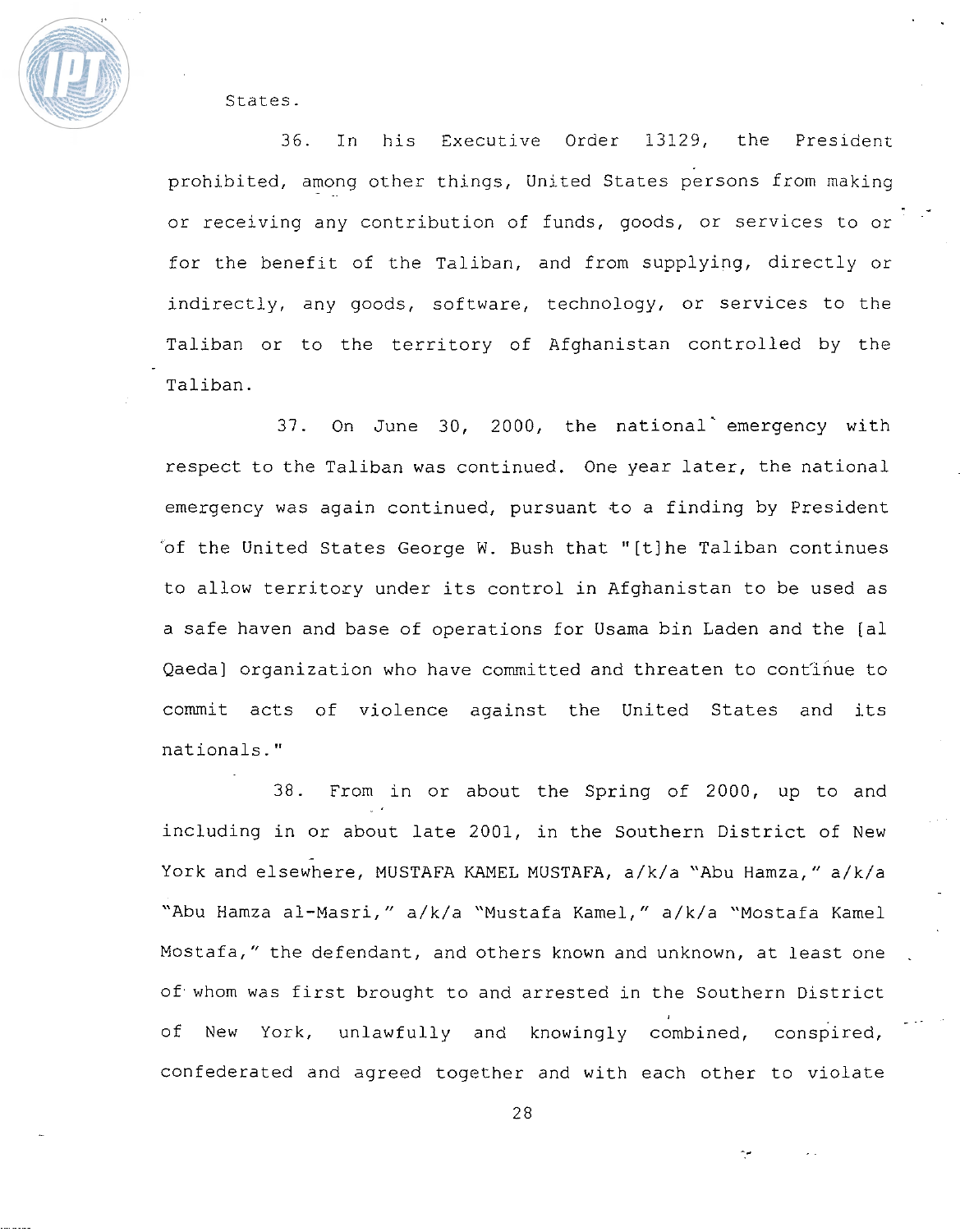States.

36. In his Executive Order 13129, the President prohibited, among other things, United States persons from making or receiving any contribution of funds, goods, or services to or for the benefit of the Taliban, and from supplying, directly or indirectly, any goods, software, technology, or services to the Taliban or to the territory of Afghanistan controlled by the Taliban.

37. On June 30, 2000, the national emergency with respect to the Taliban was continued. One year later, the national emergency was again continued, pursuant to a finding by President of the United States George W. Bush that "[t]he Taliban continues to allow territory under its control in Afghanistan to be used as a safe haven and base of operations for Usama bin Laden and the [al Qaeda] organization who have committed and threaten to continue to commit acts of violence against the United States and its nationals."

38. From in or about the Spring of 2000, up to and including in or about late 2001, in the Southern District of New York and elsewhere, MUSTAFA KAMEL MUSTAFA, a/k/a "Abu Hamza," a/k/a "Abu Hamza al-Masri," a/k/a "Mustafa Kamel," a/k/a "Mostafa Kamel Mostafa," the defendant, and others known and unknown, at least one of whom was first brought to and arrested in the Southern District of New York, unlawfully and knowingly combined, conspired, confederated and agreed together and with each other to violate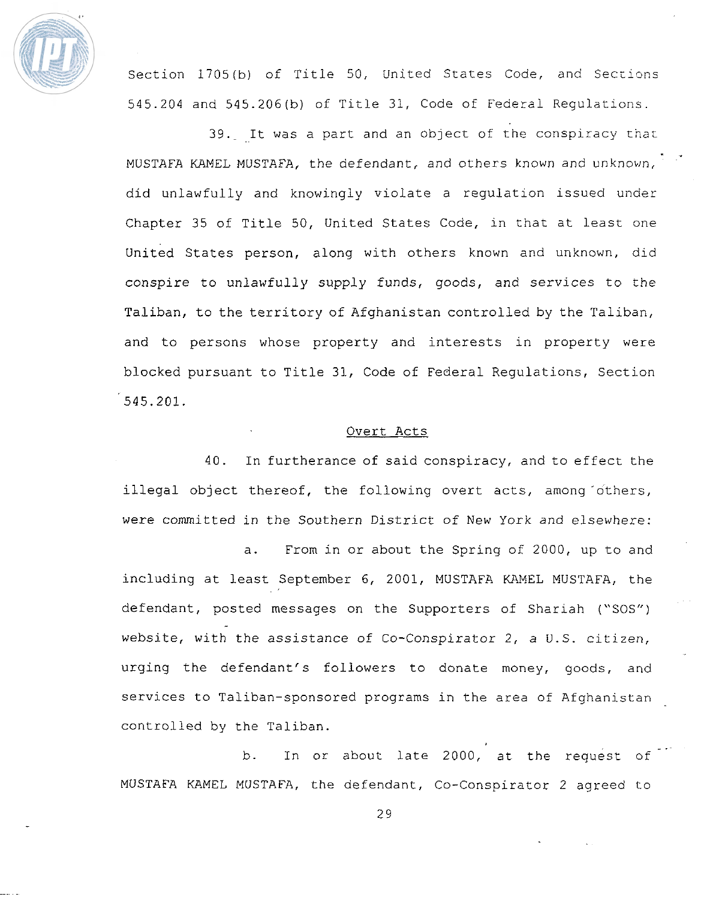Section 1705(b) of Title 50, United States Code, and Sections 545.204 and 545.206(b) of Title 31, Code of Federal Regulations.

39. It was a part and an object of the conspiracy that MUSTAFA KAMEL MUSTAFA, the defendant, and others known and unknown, did unlawfully and knowingly violate a regulation issued under Chapter 35 of Title 50, United States Code, in that at least one United States person, along with others known and unknown, did conspire to unlawfully supply funds, goods, and services to the Taliban, to the territory of Afghanistan controlled by the Taliban, and to persons whose property and interests in property were blocked pursuant to Title 31, Code of Federal Regulations, Section 545.201.

Overt Acts

40. In furtherance of said conspiracy, and to effect the illegal object thereof, the following overt acts, among others, were committed in the Southern District of New York and elsewhere:

a. From in or about the Spring of 2000, up to and including at least September 6, 2001, MUSTAFA KAMEL MUSTAFA, the defendant, posted messages on the Supporters of Shariah ("SOS") website, with the assistance of Co-Conspirator 2, a U.S. citizen, urging the defendant's followers to donate money, goods, and services to Taliban-sponsored programs in the area of Afghanistan controlled by the Taliban.

b. In or about late 2000, at the request of MUSTAFA KAMEL MUSTAFA, the defendant, Co-Conspirator 2 agreed to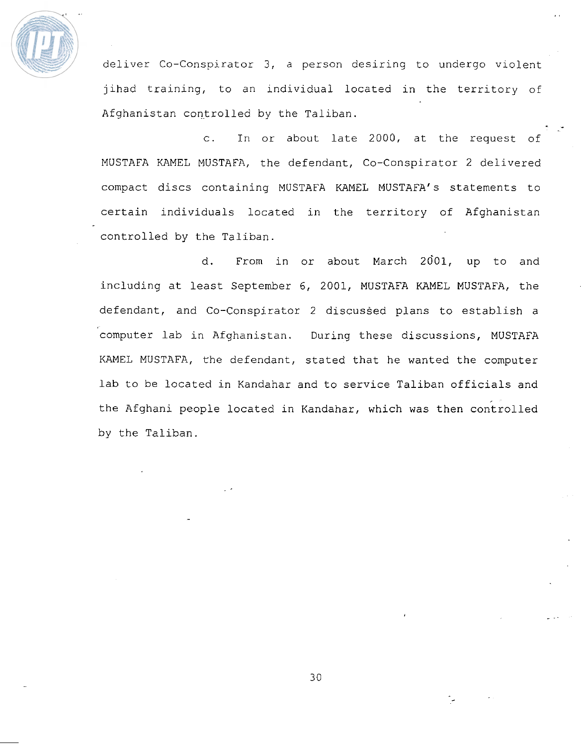deliver Co-Conspirator 3, a person desiring to undergo violent jihad training, to an individual located in the territory of Afghanistan controlled by the Taliban.

c. In or about late 2000, at the request of MUSTAFA KAMEL MUSTAFA, the defendant, Co-Conspirator 2 delivered compact discs containing MUSTAFA KAMEL MUSTAFA's statements to certain individuals located in the territory of Afghanistan controlled by the Taliban.

d. From in or about March 2001, up to and including at least September 6, 2001, MUSTAFA KAMEL MUSTAFA, the defendant, and Co-Conspirator 2 discussed plans to establish a computer lab in Afghanistan. During these discussions, MUSTAFA KAMEL MUSTAFA, the defendant, stated that he wanted the computer lab to be located in Kandahar and to service Taliban officials and the Afghani people located in Kandahar, which was then controlled by the Taliban.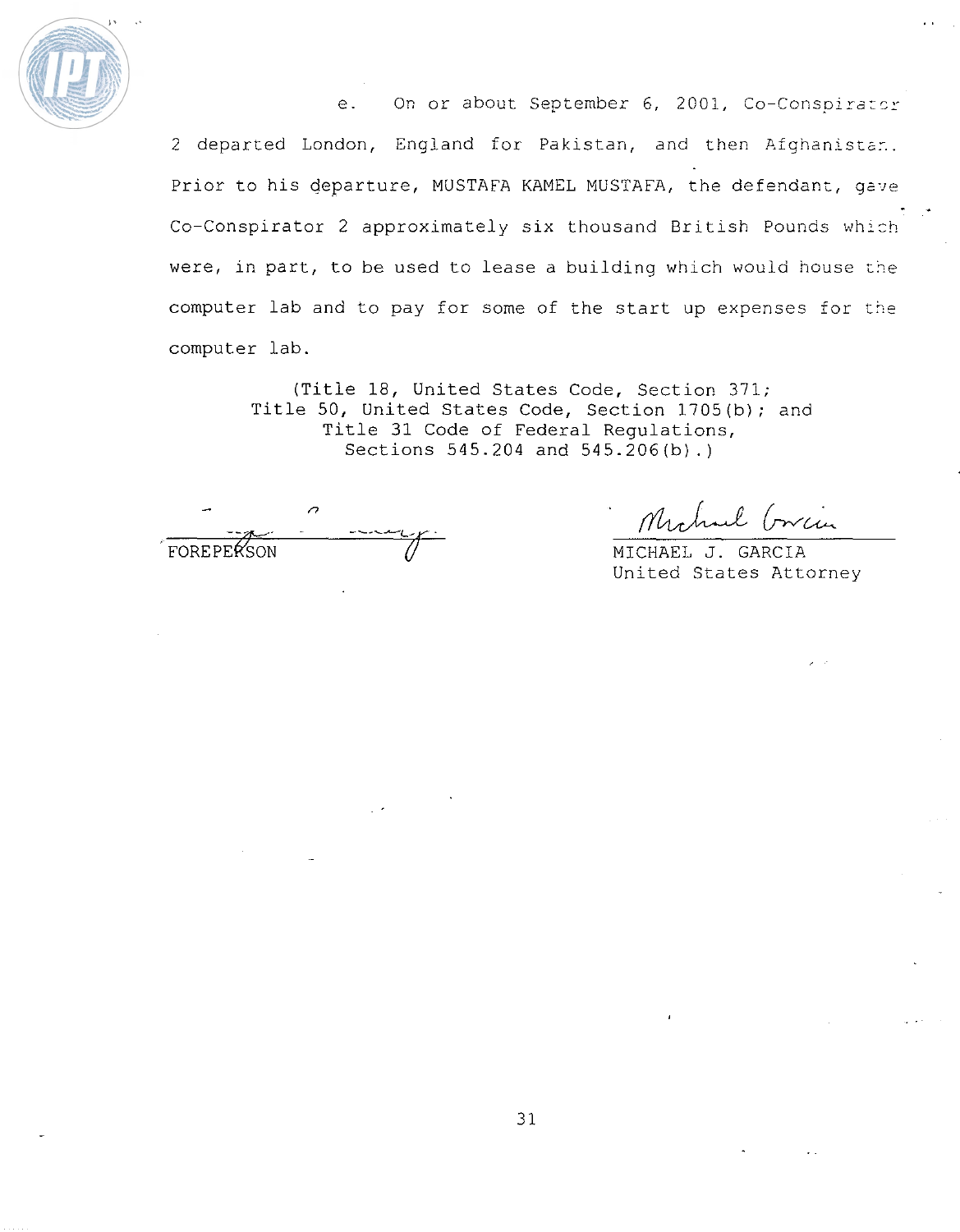e. On or about September 6, 2001, Co-Conspirator 2 departed London, England for Pakistan, and then Afghanistan. Prior to his departure, MUSTAFA KAMEL MUSTAFA, the defendant, gave Co-Conspirator 2 approximately six thousand British Pounds which were, in part, to be used to lease a building which would house the computer lab and to pay for some of the start up expenses for the computer lab.

(Title 18, United States Code, Section 371;
Title 50, United States Code, Section 1705(b); and
Title 31 Code of Federal Regulations,
Sections 545.204 and 545.206(b).)

FOREPERSON

MICHAEL J. GARCIA
United States Attorney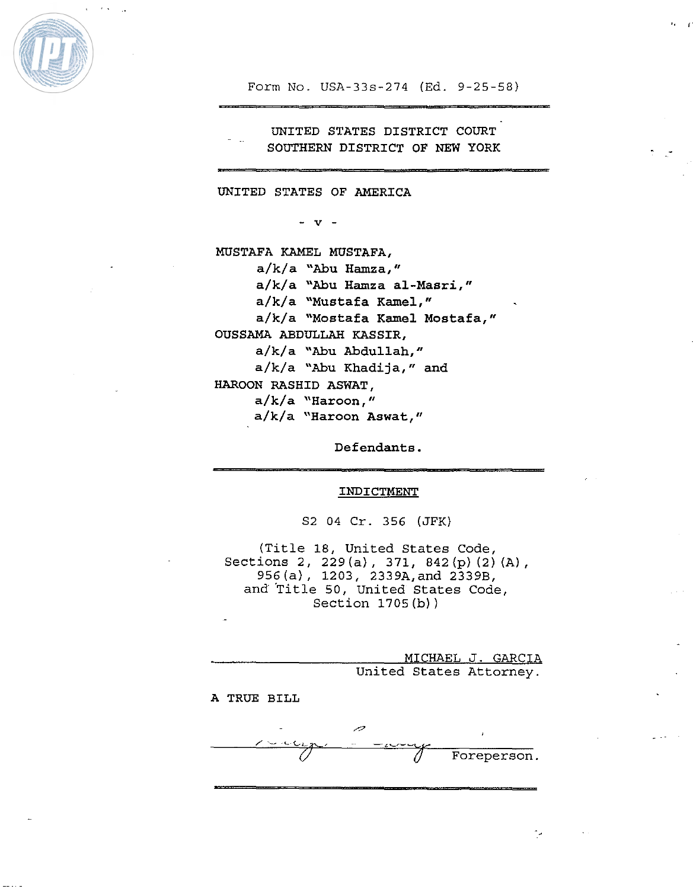Form No. USA-33s-274 (Ed. 9-25-58)

---

UNITED STATES DISTRICT COURT
SOUTHERN DISTRICT OF NEW YORK

---

UNITED STATES OF AMERICA

\- v -

MUSTAFA KAMEL MUSTAFA,
a/k/a "Abu Hamza,"
a/k/a "Abu Hamza al-Masri,"
a/k/a "Mustafa Kamel,"
a/k/a "Mostafa Kamel Mostafa,"
OUSSAMA ABDULLAH KASSIR,
a/k/a "Abu Abdullah,"
a/k/a "Abu Khadija," and
HAROON RASHID ASWAT,
a/k/a "Haroon,"
a/k/a "Haroon Aswat,"

**Defendants.**

---

INDICTMENT

S2 04 Cr. 356 (JFK)

(Title 18, United States Code, Sections 2, 229(a), 371, 842(p)(2)(A), 956(a), 1203, 2339A, and 2339B, and Title 50, United States Code, Section 1705(b))

MICHAEL J. GARCIA
United States Attorney.

A TRUE BILL

_________________________ Foreperson.